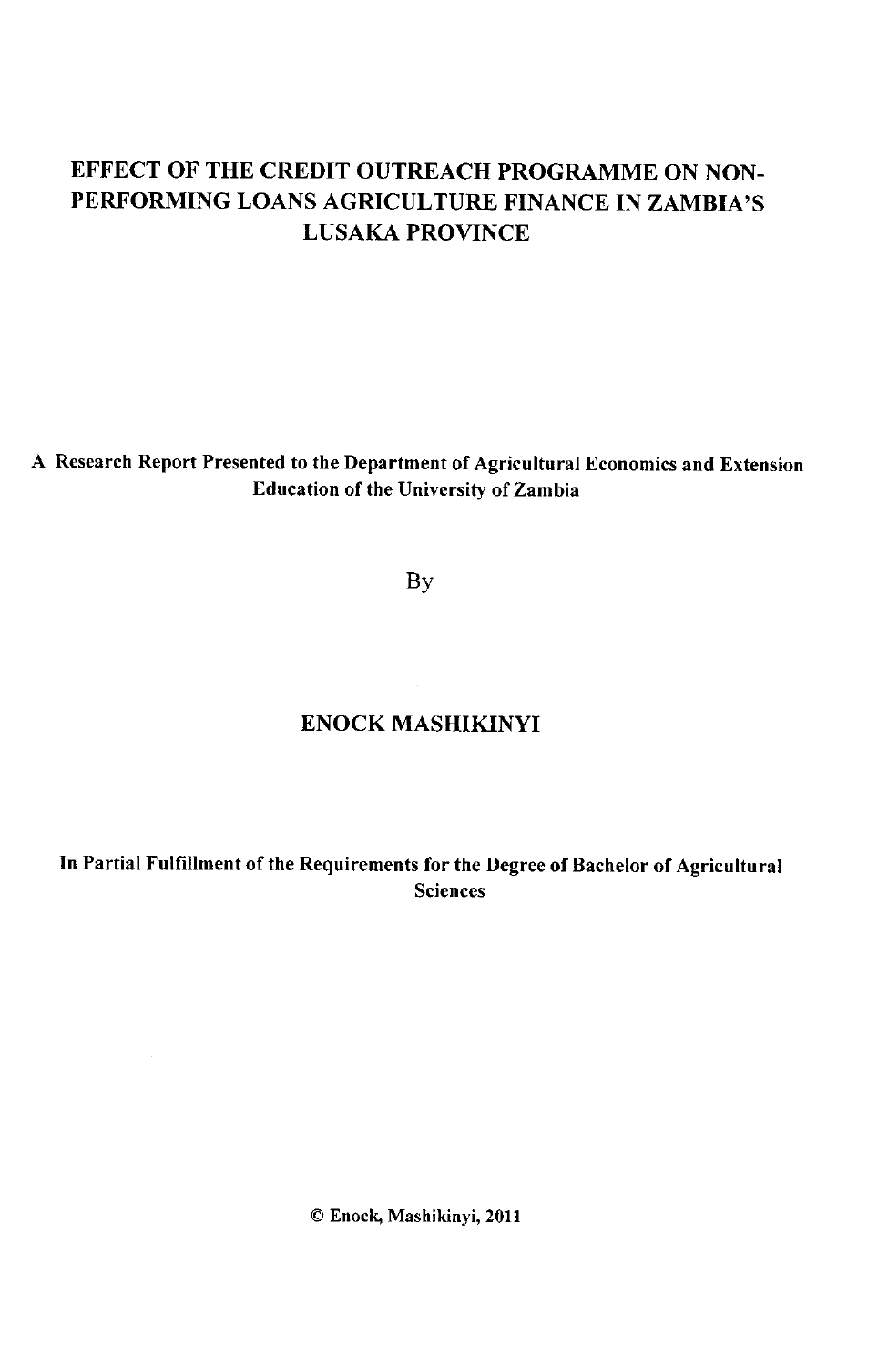# EFFECT OF THE CREDIT OUTREACH PROGRAMME ON NON-PERFORMING LOANS AGRICULTURE FINANCE IN ZAMBIA'S LUSAKA PROVINCE

**A Research Report Presented to the Department of Agricultural Economics and Extension Education of the University of Zambia**

By

**ENOCK MASHIKINYI**

**In Partial Fulfillment of the Requirements for the Degree of Bachelor of Agricultural Sciences**

**© Enock, Mashikinyi, 2011**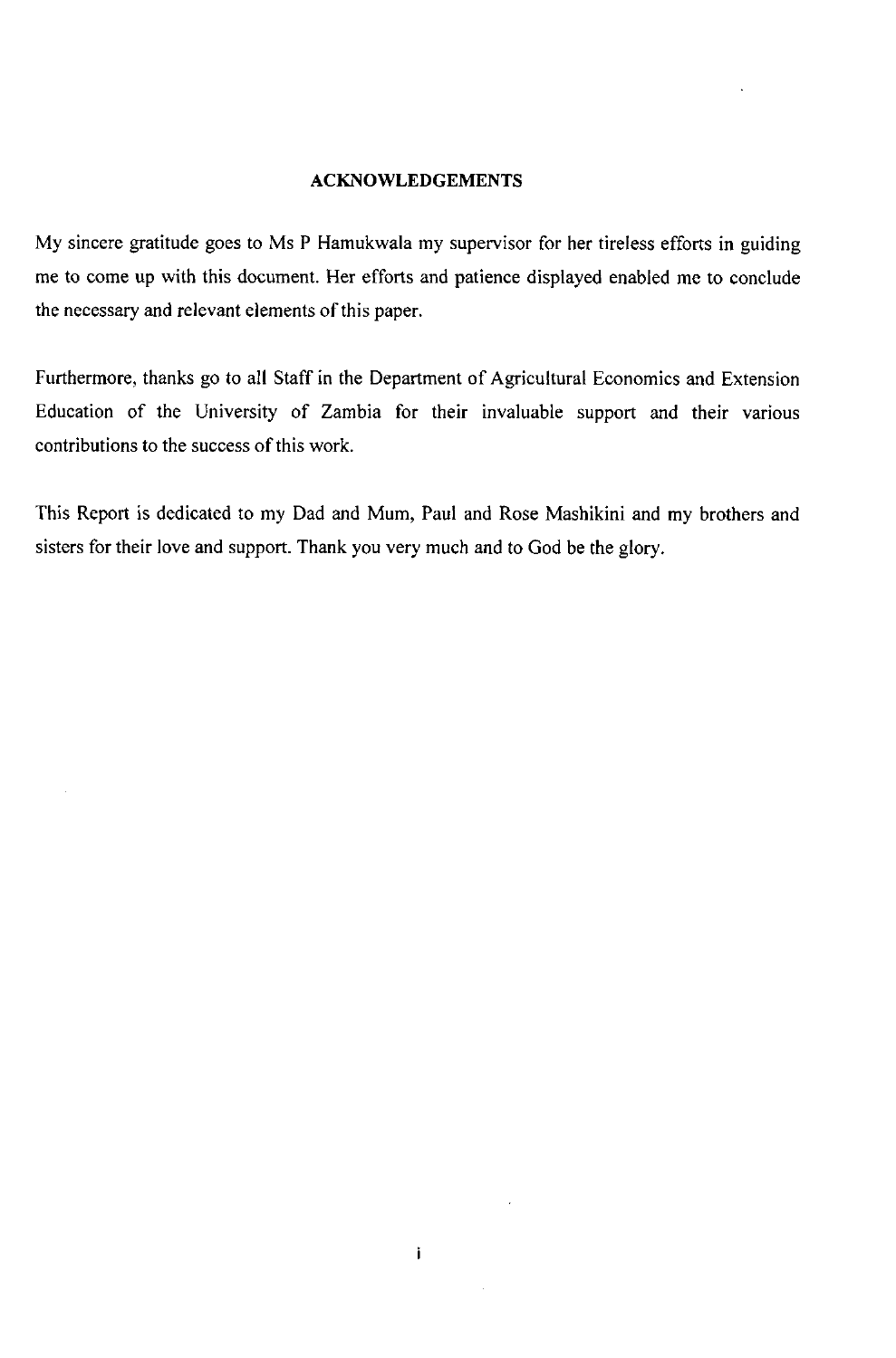## ACKNOWLEDGEMENTS

My sincere gratitude goes to Ms P Hamukwala my supervisor for her tireless efforts in guiding me to come up with this document. Her efforts and patience displayed enabled me to conclude the necessary and relevant elements of this paper.

Furthermore, thanks go to all Staff in the Department of Agricultural Economics and Extension Education of the University of Zambia for their invaluable support and their various contributions to the success of this work.

This Report is dedicated to my Dad and Mum, Paul and Rose Mashikini and my brothers and sisters for their love and support. Thank you very much and to God be the glory.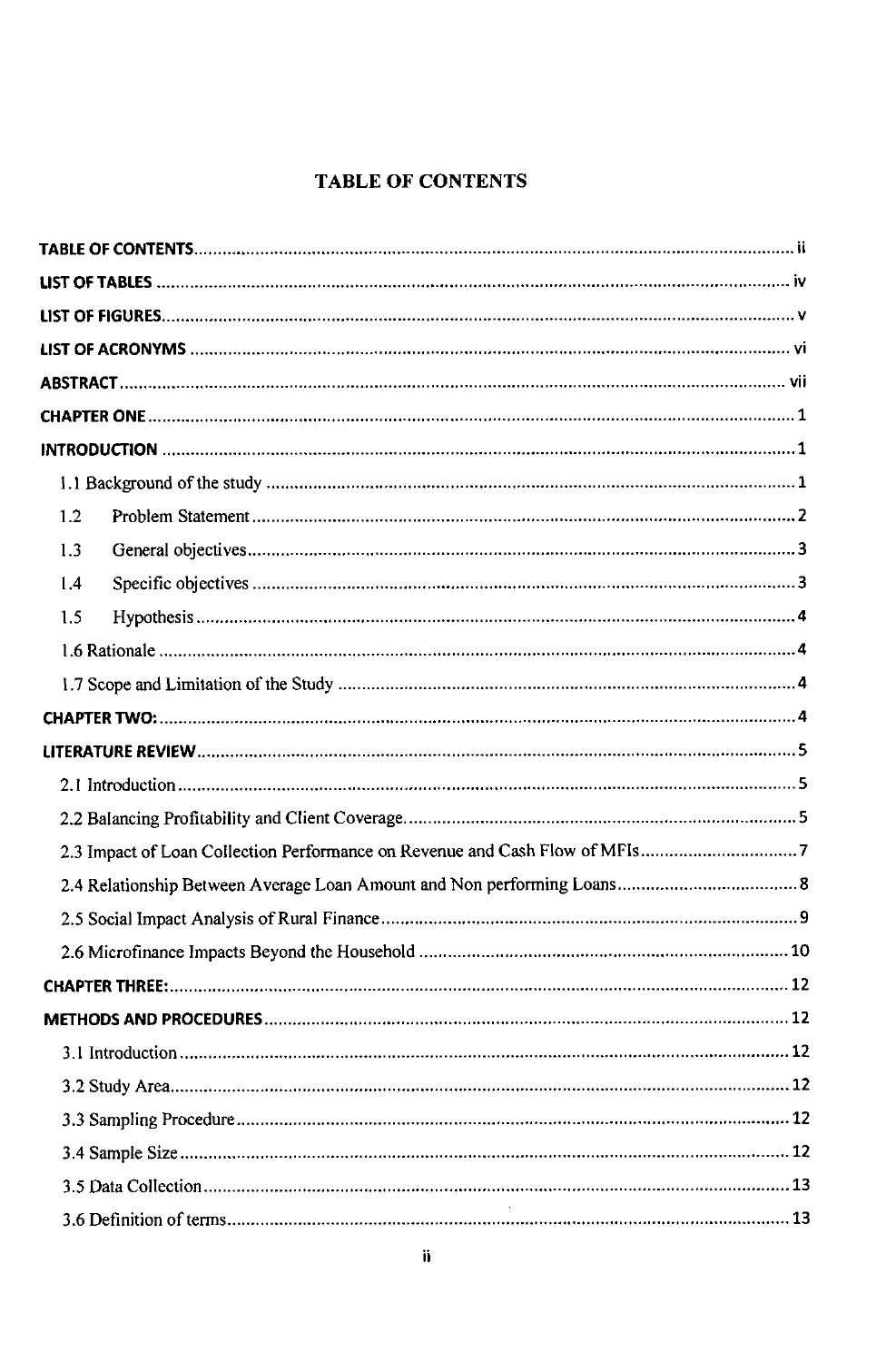# TABLE OF CONTENTS

**TABLE OF CONTENTS** ........................................................................................ ii

**LIST OF TABLES** ........................................................................................ iv

**LIST OF FIGURES** ........................................................................................ v

**LIST OF ACRONYMS** ........................................................................................ vi

**ABSTRACT** ........................................................................................ vii

**CHAPTER ONE** ........................................................................................ 1

**INTRODUCTION** ........................................................................................ 1

1.1 Background of the study ........................................................................................ 1

1.2 Problem Statement ........................................................................................ 2

1.3 General objectives ........................................................................................ 3

1.4 Specific objectives ........................................................................................ 3

1.5 Hypothesis ........................................................................................ 4

1.6 Rationale ........................................................................................ 4

1.7 Scope and Limitation of the Study ........................................................................................ 4

**CHAPTER TWO:** ........................................................................................ 4

**LITERATURE REVIEW** ........................................................................................ 5

2.1 Introduction ........................................................................................ 5

2.2 Balancing Profitability and Client Coverage ........................................................................................ 5

2.3 Impact of Loan Collection Performance on Revenue and Cash Flow of MFIs ........................................................................................ 7

2.4 Relationship Between Average Loan Amount and Non performing Loans ........................................................................................ 8

2.5 Social Impact Analysis of Rural Finance ........................................................................................ 9

2.6 Microfinance Impacts Beyond the Household ........................................................................................ 10

**CHAPTER THREE:** ........................................................................................ 12

**METHODS AND PROCEDURES** ........................................................................................ 12

3.1 Introduction ........................................................................................ 12

3.2 Study Area ........................................................................................ 12

3.3 Sampling Procedure ........................................................................................ 12

3.4 Sample Size ........................................................................................ 12

3.5 Data Collection ........................................................................................ 13

3.6 Definition of terms ........................................................................................ 13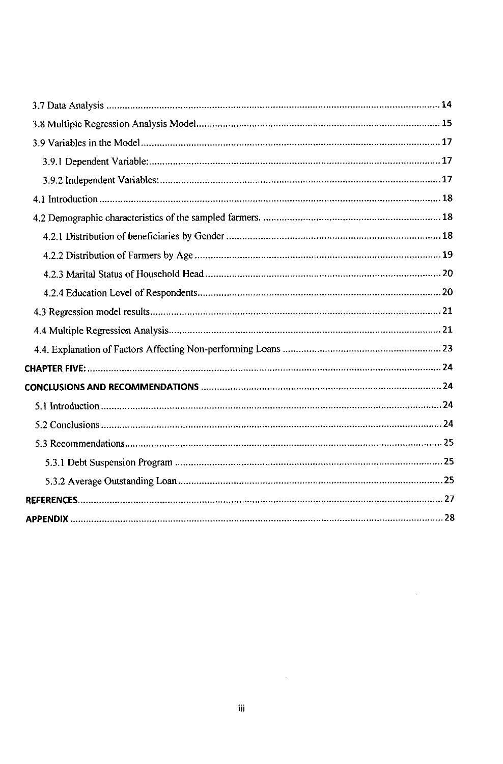3.7 Data Analysis ........................................................................................................................... 14

3.8 Multiple Regression Analysis Model........................................................................................ 15

3.9 Variables in the Model............................................................................................................. 17

3.9.1 Dependent Variable:.......................................................................................................... 17

3.9.2 Independent Variables:...................................................................................................... 17

4.1 Introduction............................................................................................................................. 18

4.2 Demographic characteristics of the sampled farmers. ............................................................ 18

4.2.1 Distribution of beneficiaries by Gender.............................................................................. 18

4.2.2 Distribution of Farmers by Age.......................................................................................... 19

4.2.3 Marital Status of Household Head...................................................................................... 20

4.2.4 Education Level of Respondents........................................................................................ 20

4.3 Regression model results.......................................................................................................... 21

4.4 Multiple Regression Analysis.................................................................................................... 21

4.4. Explanation of Factors Affecting Non-performing Loans ........................................................ 23

**CHAPTER FIVE:**.................................................................................................................... 24

**CONCLUSIONS AND RECOMMENDATIONS** ........................................................................ 24

5.1 Introduction............................................................................................................................. 24

5.2 Conclusions............................................................................................................................. 24

5.3 Recommendations.................................................................................................................... 25

5.3.1 Debt Suspension Program .................................................................................................. 25

5.3.2 Average Outstanding Loan.................................................................................................. 25

**REFERENCES**........................................................................................................................ 27

**APPENDIX**............................................................................................................................. 28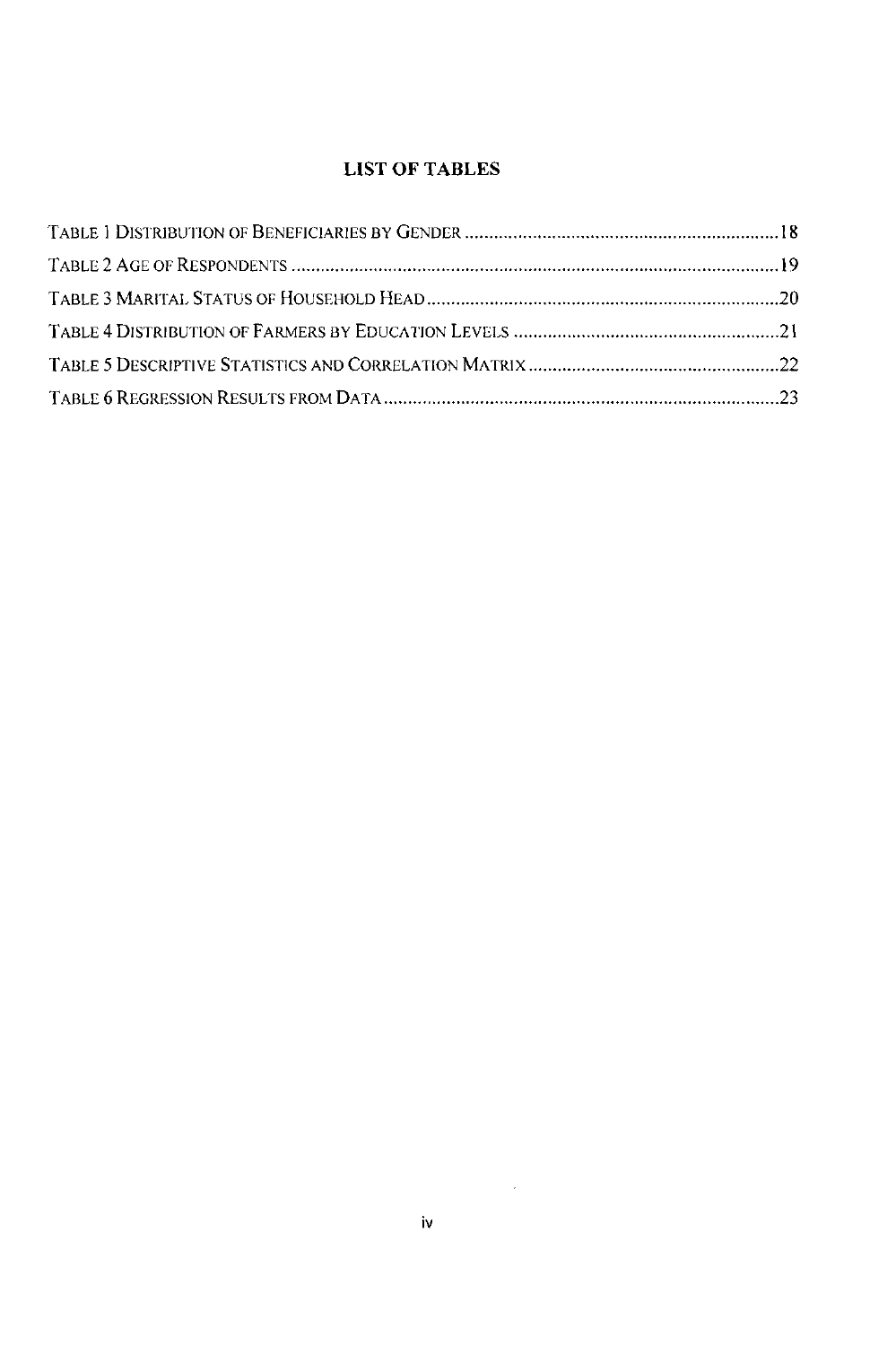## LIST OF TABLES

TABLE 1 DISTRIBUTION OF BENEFICIARIES BY GENDER .................................................................. 18

TABLE 2 AGE OF RESPONDENTS .................................................................................................. 19

TABLE 3 MARITAL STATUS OF HOUSEHOLD HEAD ........................................................................ 20

TABLE 4 DISTRIBUTION OF FARMERS BY EDUCATION LEVELS ....................................................... 21

TABLE 5 DESCRIPTIVE STATISTICS AND CORRELATION MATRIX .................................................... 22

TABLE 6 REGRESSION RESULTS FROM DATA ................................................................................. 23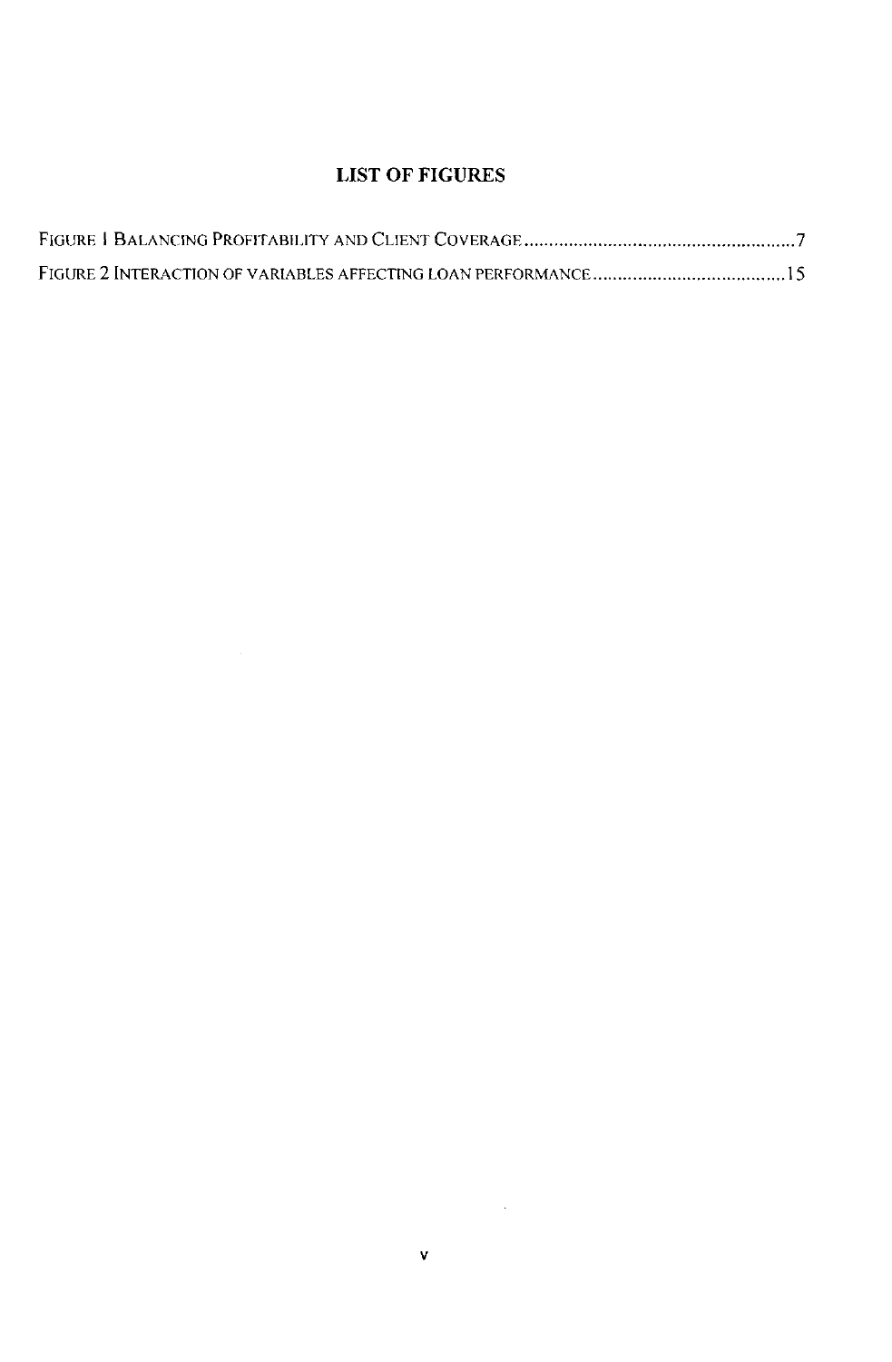## LIST OF FIGURES

FIGURE 1 BALANCING PROFITABILITY AND CLIENT COVERAGE ........................................................ 7

FIGURE 2 INTERACTION OF VARIABLES AFFECTING LOAN PERFORMANCE ........................................ 15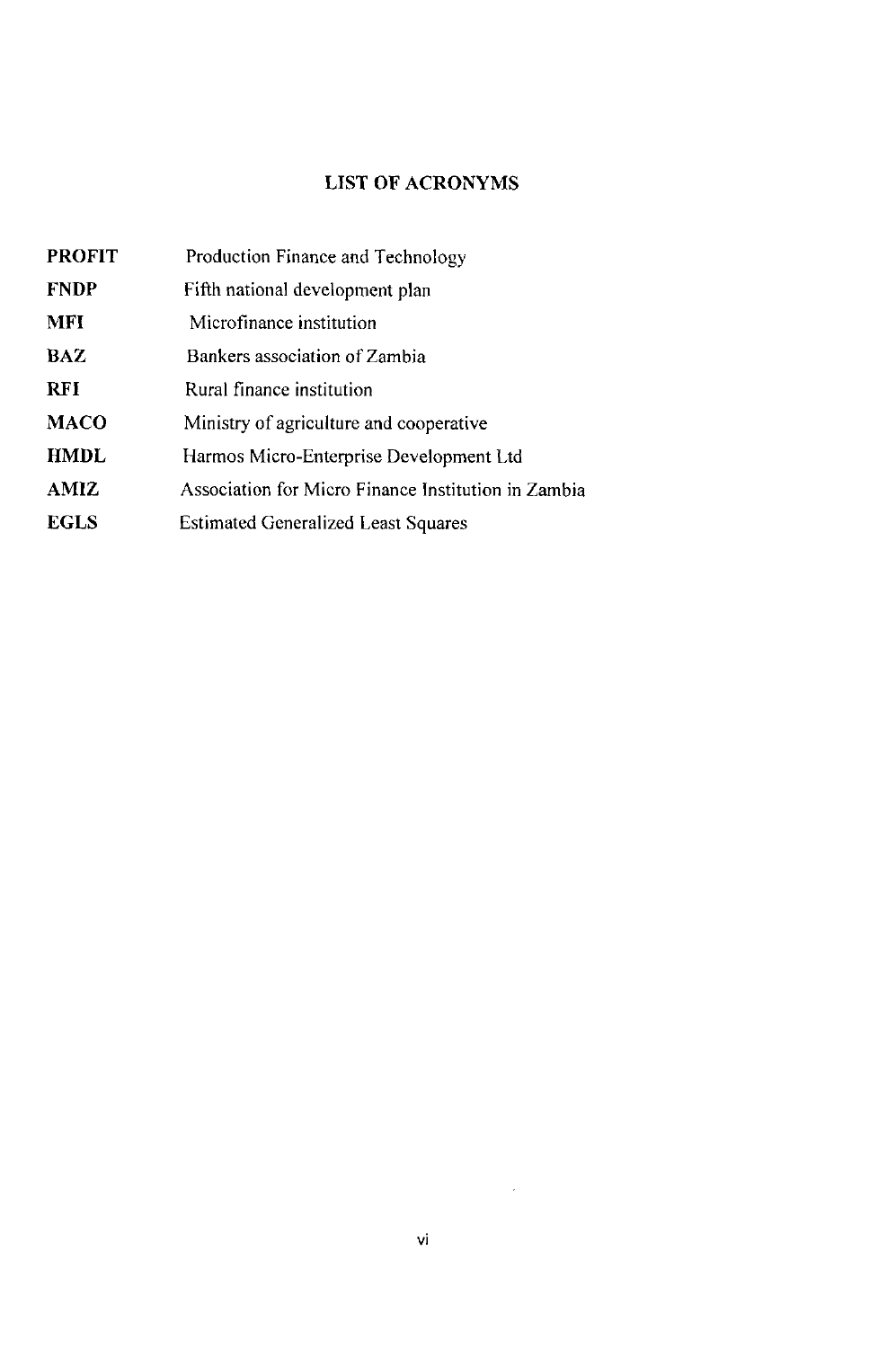## LIST OF ACRONYMS

| | |
|---|---|
| **PROFIT** | Production Finance and Technology |
| **FNDP** | Fifth national development plan |
| **MFI** | Microfinance institution |
| **BAZ** | Bankers association of Zambia |
| **RFI** | Rural finance institution |
| **MACO** | Ministry of agriculture and cooperative |
| **HMDL** | Harmos Micro-Enterprise Development Ltd |
| **AMIZ** | Association for Micro Finance Institution in Zambia |
| **EGLS** | Estimated Generalized Least Squares |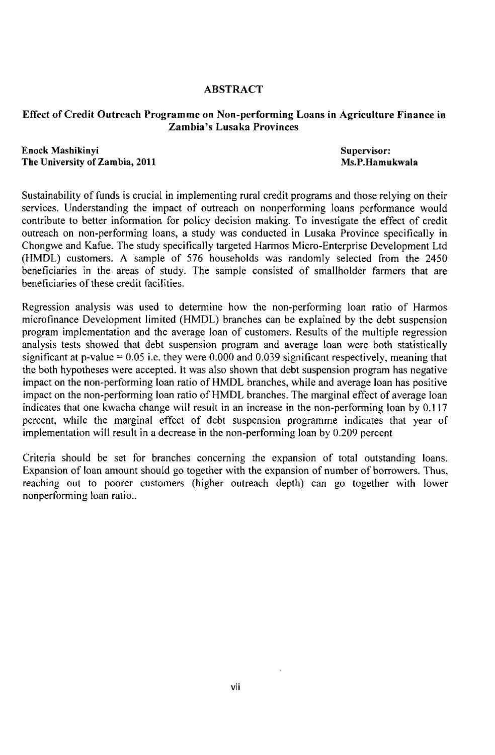# ABSTRACT

## Effect of Credit Outreach Programme on Non-performing Loans in Agriculture Finance in Zambia's Lusaka Provinces

**Enock Mashikinyi**
**The University of Zambia, 2011**

**Supervisor:**
**Ms.P.Hamukwala**

Sustainability of funds is crucial in implementing rural credit programs and those relying on their services. Understanding the impact of outreach on nonperforming loans performance would contribute to better information for policy decision making. To investigate the effect of credit outreach on non-performing loans, a study was conducted in Lusaka Province specifically in Chongwe and Kafue. The study specifically targeted Harmos Micro-Enterprise Development Ltd (HMDL) customers. A sample of 576 households was randomly selected from the 2450 beneficiaries in the areas of study. The sample consisted of smallholder farmers that are beneficiaries of these credit facilities.

Regression analysis was used to determine how the non-performing loan ratio of Harmos microfinance Development limited (HMDL) branches can be explained by the debt suspension program implementation and the average loan of customers. Results of the multiple regression analysis tests showed that debt suspension program and average loan were both statistically significant at p-value = 0.05 i.e. they were 0.000 and 0.039 significant respectively, meaning that the both hypotheses were accepted. It was also shown that debt suspension program has negative impact on the non-performing loan ratio of HMDL branches, while and average loan has positive impact on the non-performing loan ratio of HMDL branches. The marginal effect of average loan indicates that one kwacha change will result in an increase in the non-performing loan by 0.117 percent, while the marginal effect of debt suspension programme indicates that year of implementation will result in a decrease in the non-performing loan by 0.209 percent

Criteria should be set for branches concerning the expansion of total outstanding loans. Expansion of loan amount should go together with the expansion of number of borrowers. Thus, reaching out to poorer customers (higher outreach depth) can go together with lower nonperforming loan ratio..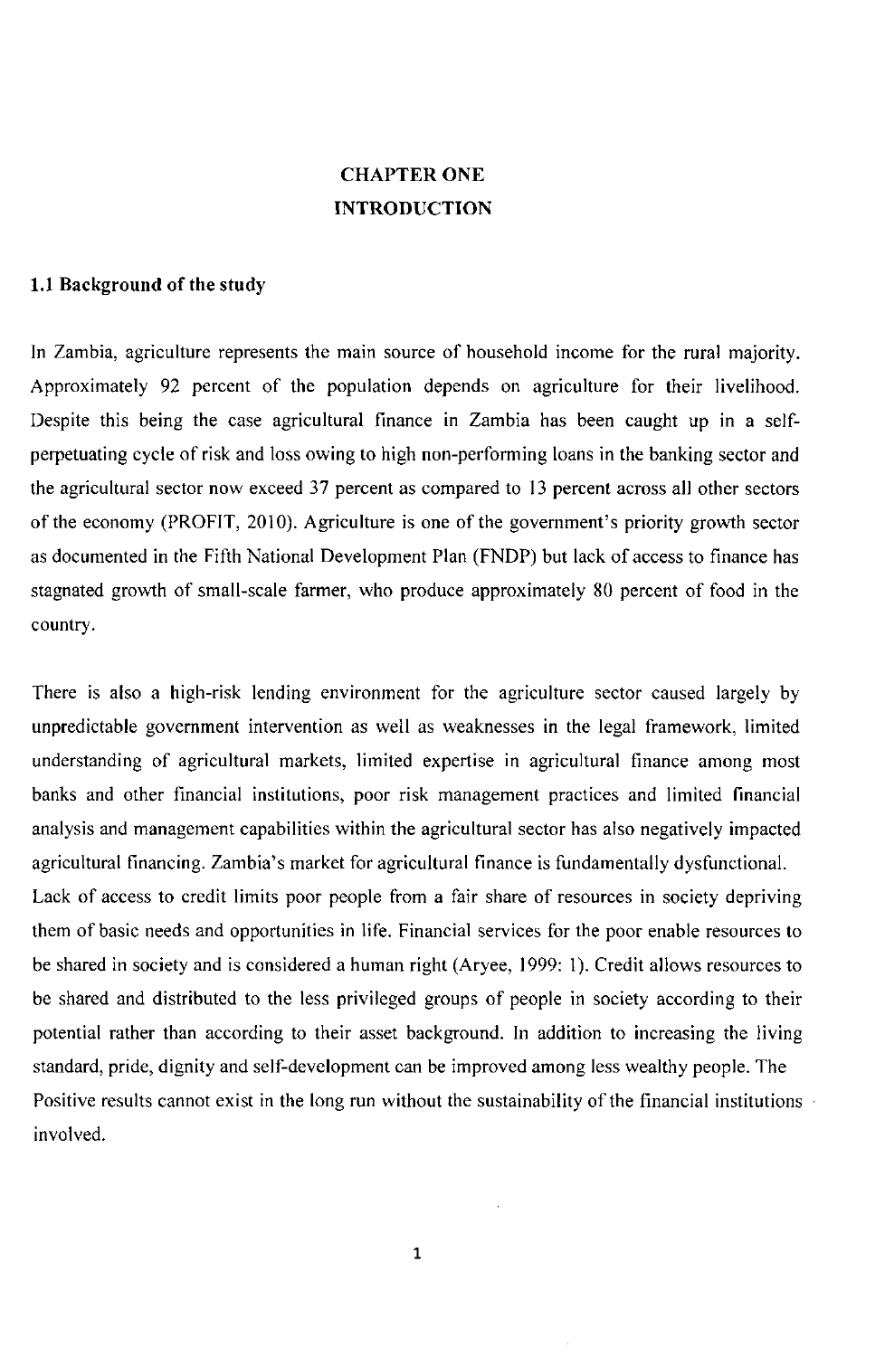# CHAPTER ONE
# INTRODUCTION

## 1.1 Background of the study

In Zambia, agriculture represents the main source of household income for the rural majority. Approximately 92 percent of the population depends on agriculture for their livelihood. Despite this being the case agricultural finance in Zambia has been caught up in a self-perpetuating cycle of risk and loss owing to high non-performing loans in the banking sector and the agricultural sector now exceed 37 percent as compared to 13 percent across all other sectors of the economy (PROFIT, 2010). Agriculture is one of the government's priority growth sector as documented in the Fifth National Development Plan (FNDP) but lack of access to finance has stagnated growth of small-scale farmer, who produce approximately 80 percent of food in the country.

There is also a high-risk lending environment for the agriculture sector caused largely by unpredictable government intervention as well as weaknesses in the legal framework, limited understanding of agricultural markets, limited expertise in agricultural finance among most banks and other financial institutions, poor risk management practices and limited financial analysis and management capabilities within the agricultural sector has also negatively impacted agricultural financing. Zambia's market for agricultural finance is fundamentally dysfunctional.
Lack of access to credit limits poor people from a fair share of resources in society depriving them of basic needs and opportunities in life. Financial services for the poor enable resources to be shared in society and is considered a human right (Aryee, 1999: 1). Credit allows resources to be shared and distributed to the less privileged groups of people in society according to their potential rather than according to their asset background. In addition to increasing the living standard, pride, dignity and self-development can be improved among less wealthy people. The Positive results cannot exist in the long run without the sustainability of the financial institutions involved.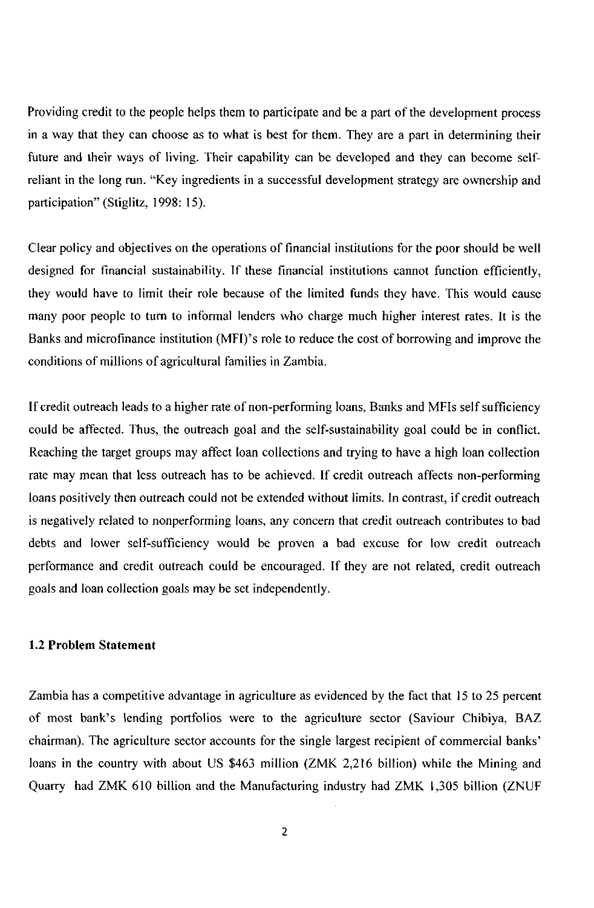Providing credit to the people helps them to participate and be a part of the development process in a way that they can choose as to what is best for them. They are a part in determining their future and their ways of living. Their capability can be developed and they can become self-reliant in the long run. "Key ingredients in a successful development strategy are ownership and participation" (Stiglitz, 1998: 15).

Clear policy and objectives on the operations of financial institutions for the poor should be well designed for financial sustainability. If these financial institutions cannot function efficiently, they would have to limit their role because of the limited funds they have. This would cause many poor people to turn to informal lenders who charge much higher interest rates. It is the Banks and microfinance institution (MFI)'s role to reduce the cost of borrowing and improve the conditions of millions of agricultural families in Zambia.

If credit outreach leads to a higher rate of non-performing loans, Banks and MFIs self sufficiency could be affected. Thus, the outreach goal and the self-sustainability goal could be in conflict. Reaching the target groups may affect loan collections and trying to have a high loan collection rate may mean that less outreach has to be achieved. If credit outreach affects non-performing loans positively then outreach could not be extended without limits. In contrast, if credit outreach is negatively related to nonperforming loans, any concern that credit outreach contributes to bad debts and lower self-sufficiency would be proven a bad excuse for low credit outreach performance and credit outreach could be encouraged. If they are not related, credit outreach goals and loan collection goals may be set independently.

### 1.2 Problem Statement

Zambia has a competitive advantage in agriculture as evidenced by the fact that 15 to 25 percent of most bank's lending portfolios were to the agriculture sector (Saviour Chibiya, BAZ chairman). The agriculture sector accounts for the single largest recipient of commercial banks' loans in the country with about US $463 million (ZMK 2,216 billion) while the Mining and Quarry had ZMK 610 billion and the Manufacturing industry had ZMK 1,305 billion (ZNUF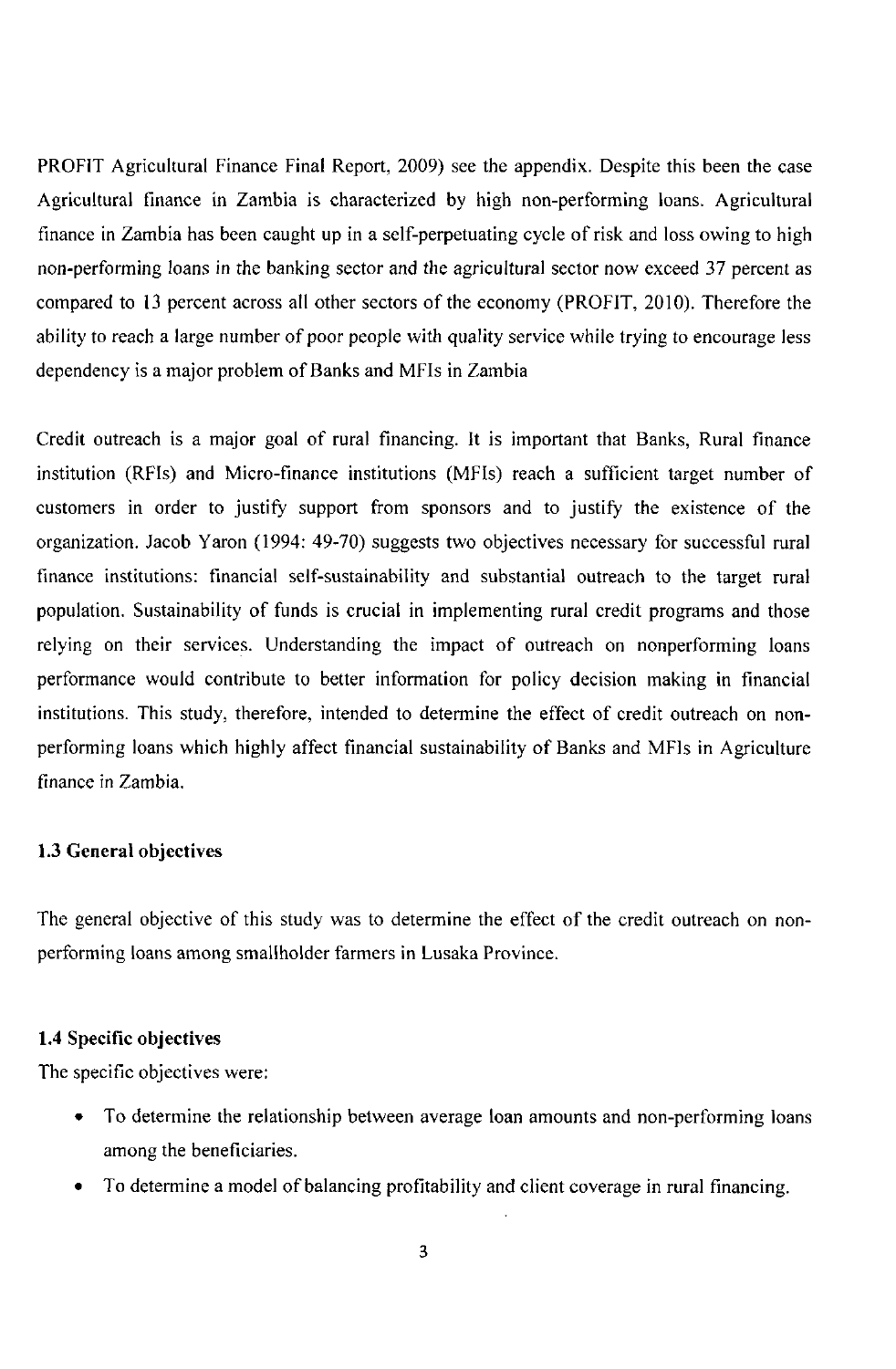PROFIT Agricultural Finance Final Report, 2009) see the appendix. Despite this been the case Agricultural finance in Zambia is characterized by high non-performing loans. Agricultural finance in Zambia has been caught up in a self-perpetuating cycle of risk and loss owing to high non-performing loans in the banking sector and the agricultural sector now exceed 37 percent as compared to 13 percent across all other sectors of the economy (PROFIT, 2010). Therefore the ability to reach a large number of poor people with quality service while trying to encourage less dependency is a major problem of Banks and MFIs in Zambia

Credit outreach is a major goal of rural financing. It is important that Banks, Rural finance institution (RFIs) and Micro-finance institutions (MFIs) reach a sufficient target number of customers in order to justify support from sponsors and to justify the existence of the organization. Jacob Yaron (1994: 49-70) suggests two objectives necessary for successful rural finance institutions: financial self-sustainability and substantial outreach to the target rural population. Sustainability of funds is crucial in implementing rural credit programs and those relying on their services. Understanding the impact of outreach on nonperforming loans performance would contribute to better information for policy decision making in financial institutions. This study, therefore, intended to determine the effect of credit outreach on non-performing loans which highly affect financial sustainability of Banks and MFIs in Agriculture finance in Zambia.

### 1.3 General objectives

The general objective of this study was to determine the effect of the credit outreach on non-performing loans among smallholder farmers in Lusaka Province.

### 1.4 Specific objectives

The specific objectives were:

- To determine the relationship between average loan amounts and non-performing loans among the beneficiaries.
- To determine a model of balancing profitability and client coverage in rural financing.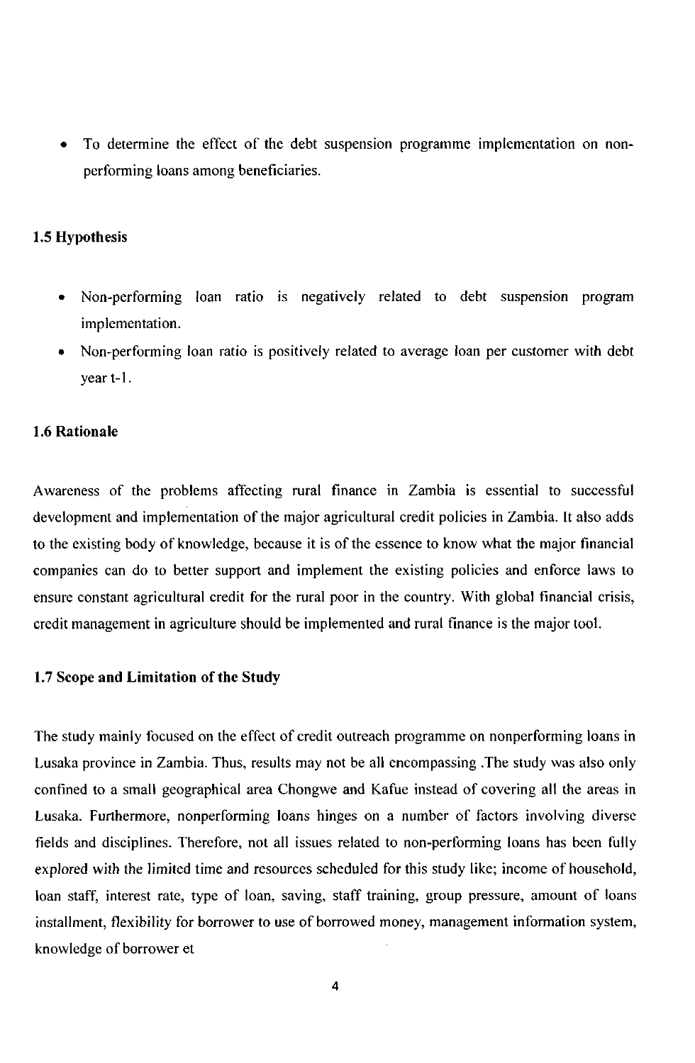- To determine the effect of the debt suspension programme implementation on non-performing loans among beneficiaries.

### 1.5 Hypothesis

- Non-performing loan ratio is negatively related to debt suspension program implementation.
- Non-performing loan ratio is positively related to average loan per customer with debt year t-1.

### 1.6 Rationale

Awareness of the problems affecting rural finance in Zambia is essential to successful development and implementation of the major agricultural credit policies in Zambia. It also adds to the existing body of knowledge, because it is of the essence to know what the major financial companies can do to better support and implement the existing policies and enforce laws to ensure constant agricultural credit for the rural poor in the country. With global financial crisis, credit management in agriculture should be implemented and rural finance is the major tool.

### 1.7 Scope and Limitation of the Study

The study mainly focused on the effect of credit outreach programme on nonperforming loans in Lusaka province in Zambia. Thus, results may not be all encompassing .The study was also only confined to a small geographical area Chongwe and Kafue instead of covering all the areas in Lusaka. Furthermore, nonperforming loans hinges on a number of factors involving diverse fields and disciplines. Therefore, not all issues related to non-performing loans has been fully explored with the limited time and resources scheduled for this study like; income of household, loan staff, interest rate, type of loan, saving, staff training, group pressure, amount of loans installment, flexibility for borrower to use of borrowed money, management information system, knowledge of borrower et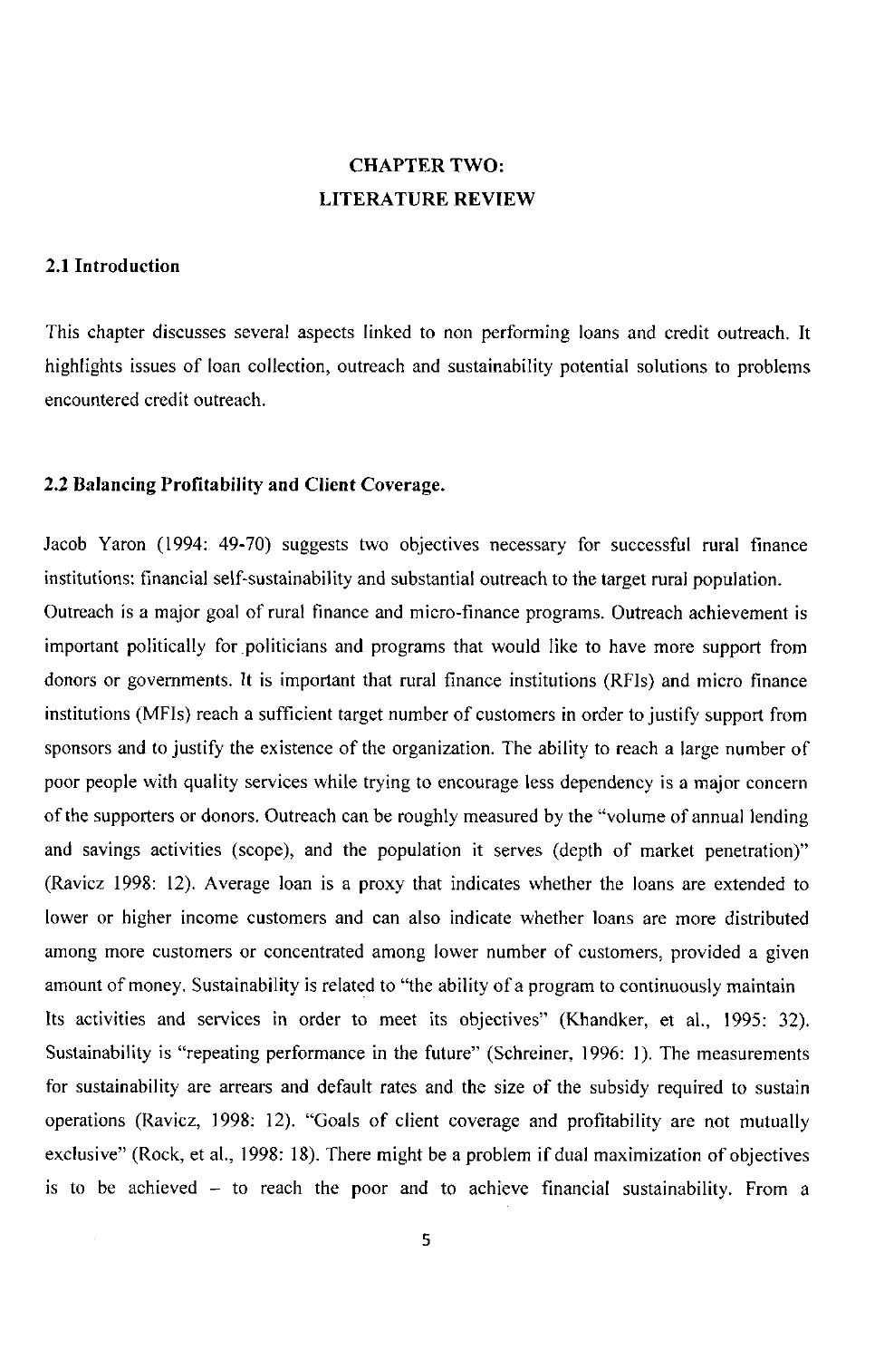# CHAPTER TWO: LITERATURE REVIEW

## 2.1 Introduction

This chapter discusses several aspects linked to non performing loans and credit outreach. It highlights issues of loan collection, outreach and sustainability potential solutions to problems encountered credit outreach.

## 2.2 Balancing Profitability and Client Coverage.

Jacob Yaron (1994: 49-70) suggests two objectives necessary for successful rural finance institutions: financial self-sustainability and substantial outreach to the target rural population. Outreach is a major goal of rural finance and micro-finance programs. Outreach achievement is important politically for politicians and programs that would like to have more support from donors or governments. It is important that rural finance institutions (RFIs) and micro finance institutions (MFIs) reach a sufficient target number of customers in order to justify support from sponsors and to justify the existence of the organization. The ability to reach a large number of poor people with quality services while trying to encourage less dependency is a major concern of the supporters or donors. Outreach can be roughly measured by the "volume of annual lending and savings activities (scope), and the population it serves (depth of market penetration)" (Ravicz 1998: 12). Average loan is a proxy that indicates whether the loans are extended to lower or higher income customers and can also indicate whether loans are more distributed among more customers or concentrated among lower number of customers, provided a given amount of money. Sustainability is related to "the ability of a program to continuously maintain Its activities and services in order to meet its objectives" (Khandker, et al., 1995: 32). Sustainability is "repeating performance in the future" (Schreiner, 1996: 1). The measurements for sustainability are arrears and default rates and the size of the subsidy required to sustain operations (Ravicz, 1998: 12). "Goals of client coverage and profitability are not mutually exclusive" (Rock, et al., 1998: 18). There might be a problem if dual maximization of objectives is to be achieved – to reach the poor and to achieve financial sustainability. From a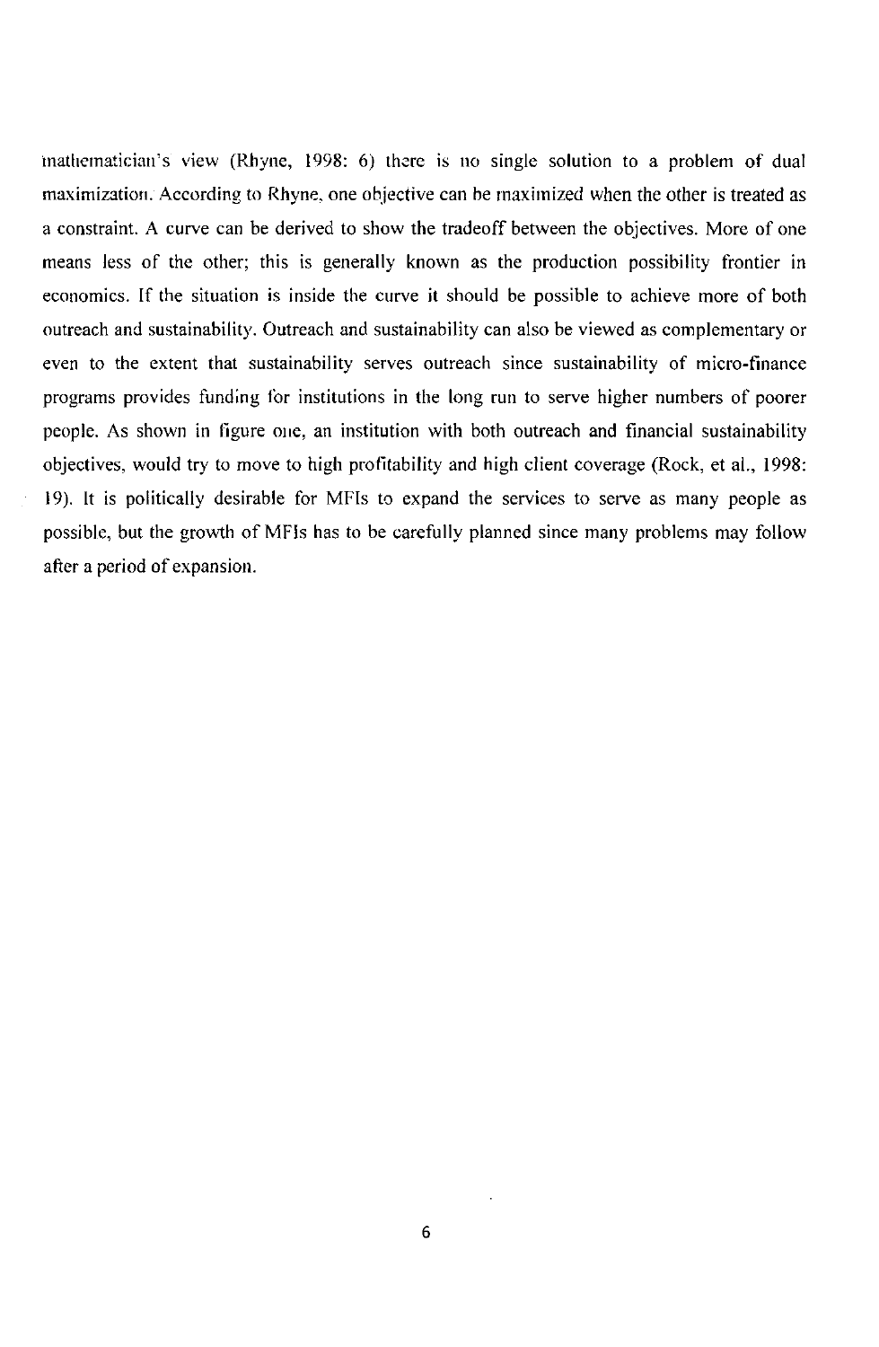mathematician's view (Rhyne, 1998: 6) there is no single solution to a problem of dual maximization. According to Rhyne, one objective can be maximized when the other is treated as a constraint. A curve can be derived to show the tradeoff between the objectives. More of one means less of the other; this is generally known as the production possibility frontier in economics. If the situation is inside the curve it should be possible to achieve more of both outreach and sustainability. Outreach and sustainability can also be viewed as complementary or even to the extent that sustainability serves outreach since sustainability of micro-finance programs provides funding for institutions in the long run to serve higher numbers of poorer people. As shown in figure one, an institution with both outreach and financial sustainability objectives, would try to move to high profitability and high client coverage (Rock, et al., 1998: 19). It is politically desirable for MFIs to expand the services to serve as many people as possible, but the growth of MFIs has to be carefully planned since many problems may follow after a period of expansion.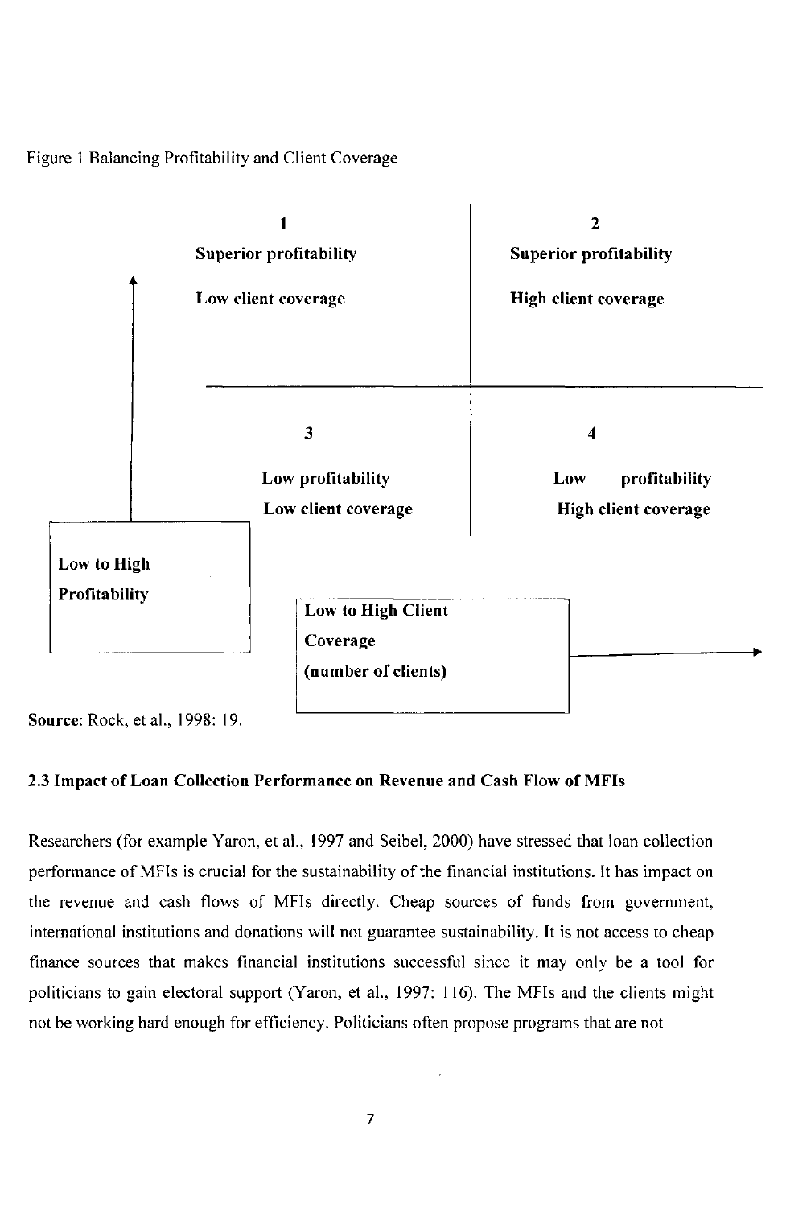Figure 1 Balancing Profitability and Client Coverage

| | Low to High Client Coverage (number of clients) → | |
| --- | --- | --- |
| **Low to High Profitability** ↑ | **1**<br>**Superior profitability**<br>**Low client coverage** | **2**<br>**Superior profitability**<br>**High client coverage** |
| | **3**<br>**Low profitability**<br>**Low client coverage** | **4**<br>**Low profitability**<br>**High client coverage** |

**Source**: Rock, et al., 1998: 19.

### 2.3 Impact of Loan Collection Performance on Revenue and Cash Flow of MFIs

Researchers (for example Yaron, et al., 1997 and Seibel, 2000) have stressed that loan collection performance of MFIs is crucial for the sustainability of the financial institutions. It has impact on the revenue and cash flows of MFIs directly. Cheap sources of funds from government, international institutions and donations will not guarantee sustainability. It is not access to cheap finance sources that makes financial institutions successful since it may only be a tool for politicians to gain electoral support (Yaron, et al., 1997: 116). The MFIs and the clients might not be working hard enough for efficiency. Politicians often propose programs that are not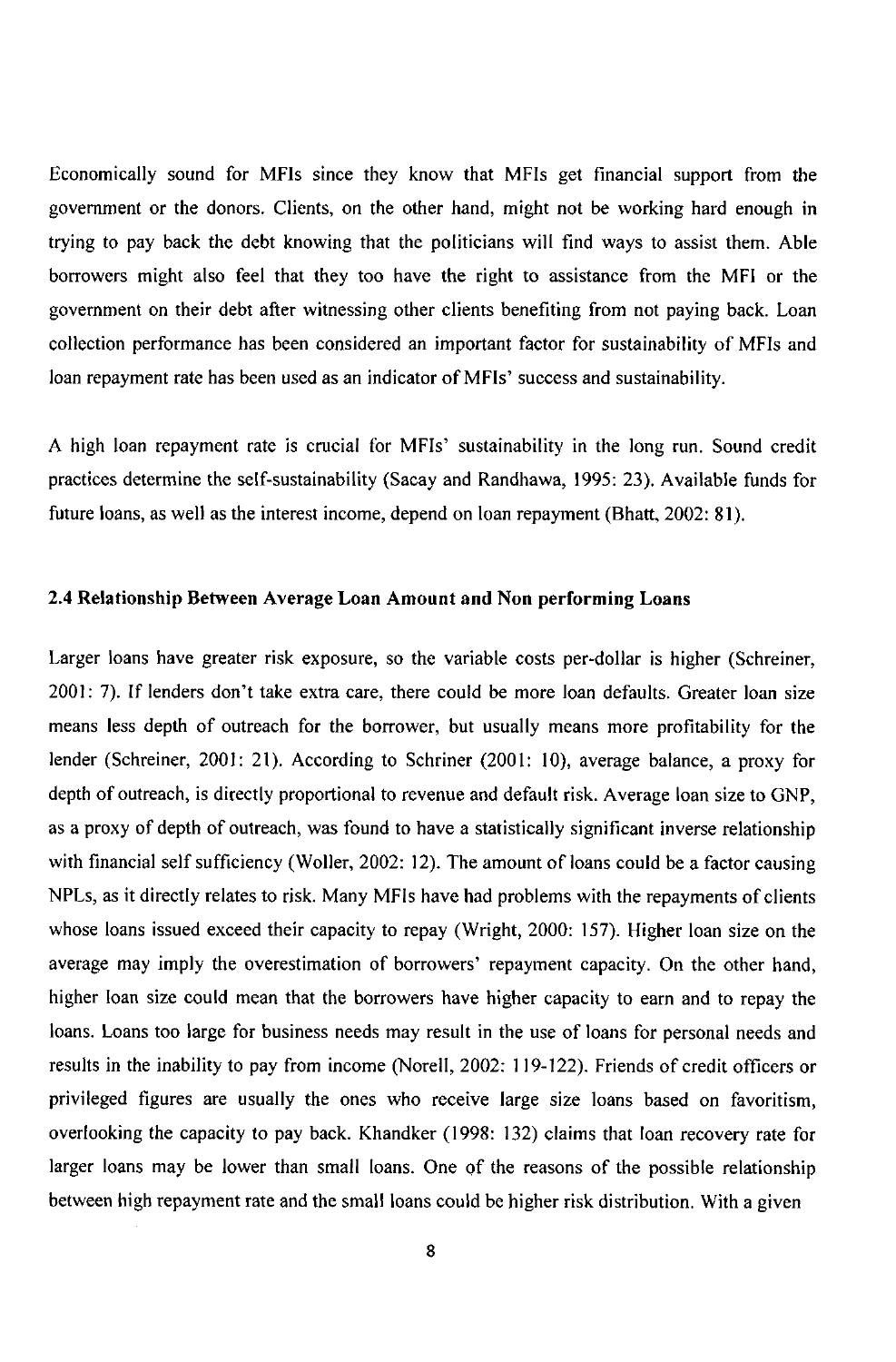Economically sound for MFIs since they know that MFIs get financial support from the government or the donors. Clients, on the other hand, might not be working hard enough in trying to pay back the debt knowing that the politicians will find ways to assist them. Able borrowers might also feel that they too have the right to assistance from the MFI or the government on their debt after witnessing other clients benefiting from not paying back. Loan collection performance has been considered an important factor for sustainability of MFIs and loan repayment rate has been used as an indicator of MFIs' success and sustainability.

A high loan repayment rate is crucial for MFIs' sustainability in the long run. Sound credit practices determine the self-sustainability (Sacay and Randhawa, 1995: 23). Available funds for future loans, as well as the interest income, depend on loan repayment (Bhatt, 2002: 81).

## 2.4 Relationship Between Average Loan Amount and Non performing Loans

Larger loans have greater risk exposure, so the variable costs per-dollar is higher (Schreiner, 2001: 7). If lenders don't take extra care, there could be more loan defaults. Greater loan size means less depth of outreach for the borrower, but usually means more profitability for the lender (Schreiner, 2001: 21). According to Schriner (2001: 10), average balance, a proxy for depth of outreach, is directly proportional to revenue and default risk. Average loan size to GNP, as a proxy of depth of outreach, was found to have a statistically significant inverse relationship with financial self sufficiency (Woller, 2002: 12). The amount of loans could be a factor causing NPLs, as it directly relates to risk. Many MFIs have had problems with the repayments of clients whose loans issued exceed their capacity to repay (Wright, 2000: 157). Higher loan size on the average may imply the overestimation of borrowers' repayment capacity. On the other hand, higher loan size could mean that the borrowers have higher capacity to earn and to repay the loans. Loans too large for business needs may result in the use of loans for personal needs and results in the inability to pay from income (Norell, 2002: 119-122). Friends of credit officers or privileged figures are usually the ones who receive large size loans based on favoritism, overlooking the capacity to pay back. Khandker (1998: 132) claims that loan recovery rate for larger loans may be lower than small loans. One of the reasons of the possible relationship between high repayment rate and the small loans could be higher risk distribution. With a given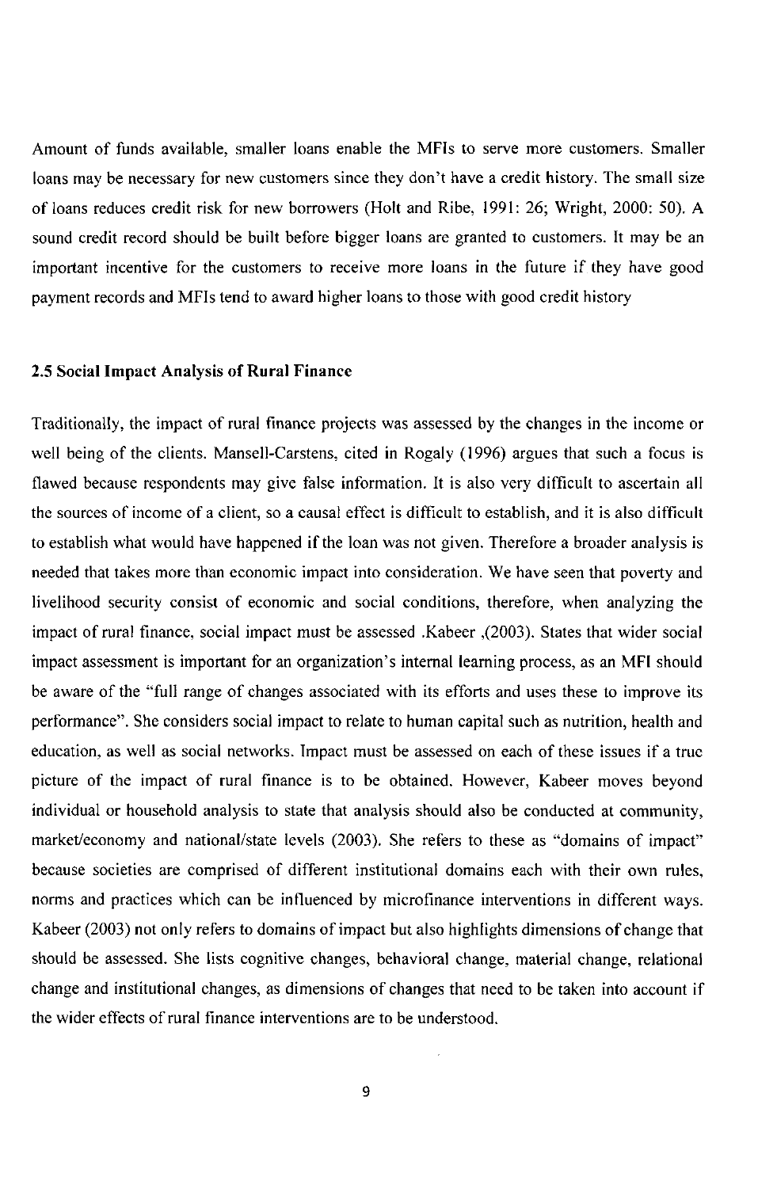Amount of funds available, smaller loans enable the MFIs to serve more customers. Smaller loans may be necessary for new customers since they don't have a credit history. The small size of loans reduces credit risk for new borrowers (Holt and Ribe, 1991: 26; Wright, 2000: 50). A sound credit record should be built before bigger loans are granted to customers. It may be an important incentive for the customers to receive more loans in the future if they have good payment records and MFIs tend to award higher loans to those with good credit history

### 2.5 Social Impact Analysis of Rural Finance

Traditionally, the impact of rural finance projects was assessed by the changes in the income or well being of the clients. Mansell-Carstens, cited in Rogaly (1996) argues that such a focus is flawed because respondents may give false information. It is also very difficult to ascertain all the sources of income of a client, so a causal effect is difficult to establish, and it is also difficult to establish what would have happened if the loan was not given. Therefore a broader analysis is needed that takes more than economic impact into consideration. We have seen that poverty and livelihood security consist of economic and social conditions, therefore, when analyzing the impact of rural finance, social impact must be assessed .Kabeer ,(2003). States that wider social impact assessment is important for an organization's internal learning process, as an MFI should be aware of the "full range of changes associated with its efforts and uses these to improve its performance". She considers social impact to relate to human capital such as nutrition, health and education, as well as social networks. Impact must be assessed on each of these issues if a true picture of the impact of rural finance is to be obtained. However, Kabeer moves beyond individual or household analysis to state that analysis should also be conducted at community, market/economy and national/state levels (2003). She refers to these as "domains of impact" because societies are comprised of different institutional domains each with their own rules, norms and practices which can be influenced by microfinance interventions in different ways. Kabeer (2003) not only refers to domains of impact but also highlights dimensions of change that should be assessed. She lists cognitive changes, behavioral change, material change, relational change and institutional changes, as dimensions of changes that need to be taken into account if the wider effects of rural finance interventions are to be understood.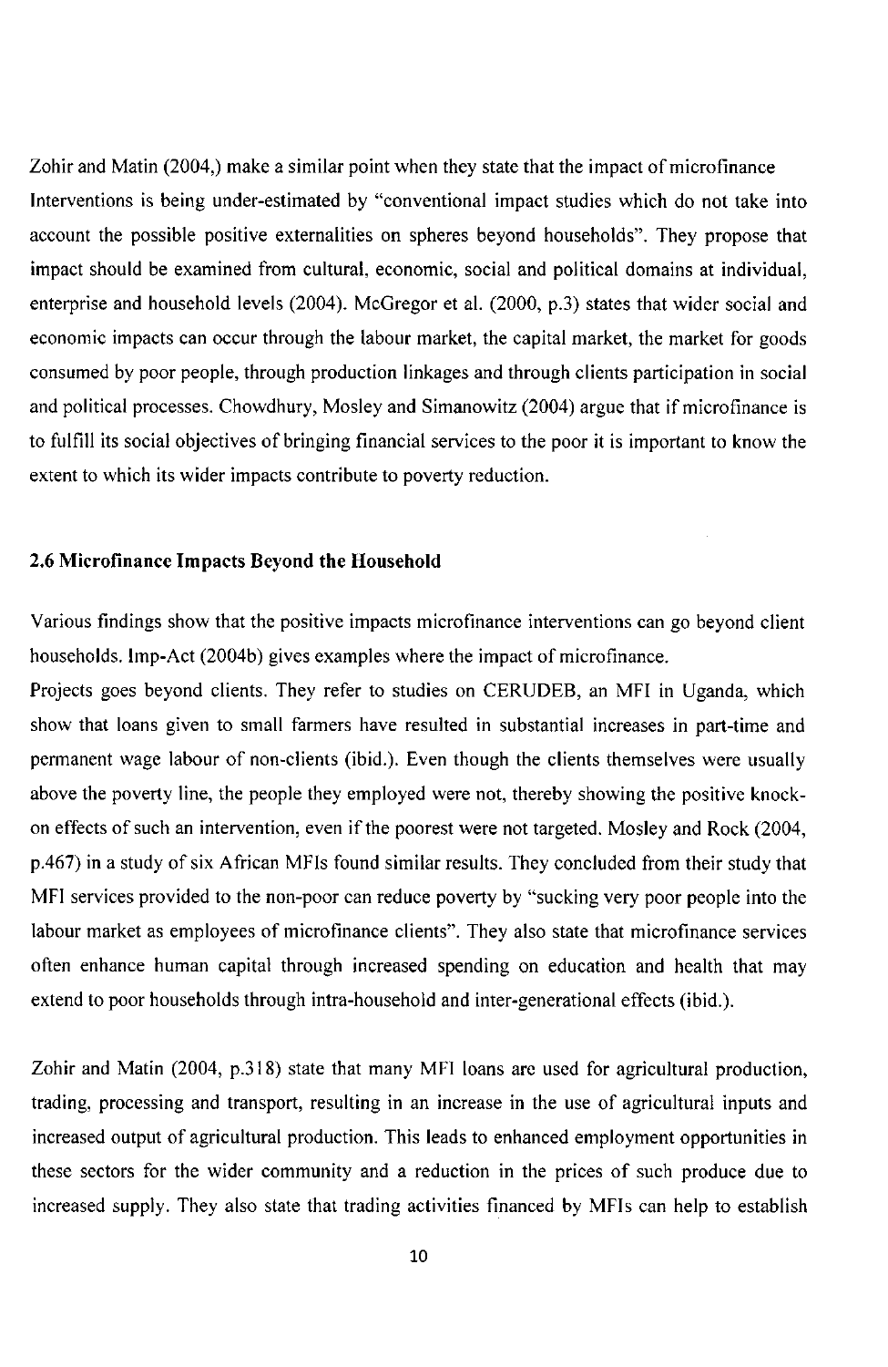Zohir and Matin (2004,) make a similar point when they state that the impact of microfinance Interventions is being under-estimated by "conventional impact studies which do not take into account the possible positive externalities on spheres beyond households". They propose that impact should be examined from cultural, economic, social and political domains at individual, enterprise and household levels (2004). McGregor et al. (2000, p.3) states that wider social and economic impacts can occur through the labour market, the capital market, the market for goods consumed by poor people, through production linkages and through clients participation in social and political processes. Chowdhury, Mosley and Simanowitz (2004) argue that if microfinance is to fulfill its social objectives of bringing financial services to the poor it is important to know the extent to which its wider impacts contribute to poverty reduction.

### 2.6 Microfinance Impacts Beyond the Household

Various findings show that the positive impacts microfinance interventions can go beyond client households. Imp-Act (2004b) gives examples where the impact of microfinance.

Projects goes beyond clients. They refer to studies on CERUDEB, an MFI in Uganda, which show that loans given to small farmers have resulted in substantial increases in part-time and permanent wage labour of non-clients (ibid.). Even though the clients themselves were usually above the poverty line, the people they employed were not, thereby showing the positive knock-on effects of such an intervention, even if the poorest were not targeted. Mosley and Rock (2004, p.467) in a study of six African MFIs found similar results. They concluded from their study that MFI services provided to the non-poor can reduce poverty by "sucking very poor people into the labour market as employees of microfinance clients". They also state that microfinance services often enhance human capital through increased spending on education and health that may extend to poor households through intra-household and inter-generational effects (ibid.).

Zohir and Matin (2004, p.318) state that many MFI loans are used for agricultural production, trading, processing and transport, resulting in an increase in the use of agricultural inputs and increased output of agricultural production. This leads to enhanced employment opportunities in these sectors for the wider community and a reduction in the prices of such produce due to increased supply. They also state that trading activities financed by MFIs can help to establish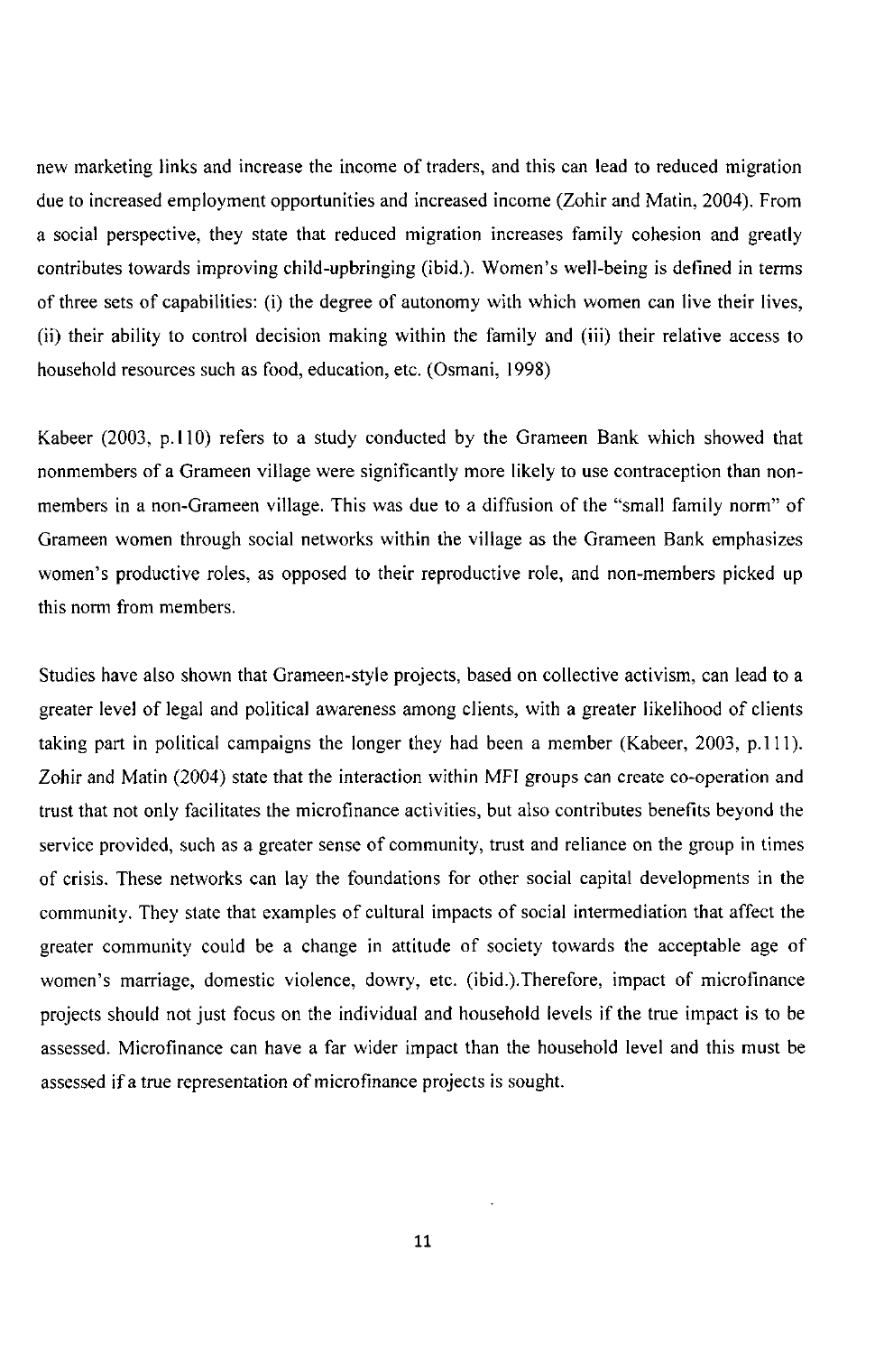new marketing links and increase the income of traders, and this can lead to reduced migration due to increased employment opportunities and increased income (Zohir and Matin, 2004). From a social perspective, they state that reduced migration increases family cohesion and greatly contributes towards improving child-upbringing (ibid.). Women's well-being is defined in terms of three sets of capabilities: (i) the degree of autonomy with which women can live their lives, (ii) their ability to control decision making within the family and (iii) their relative access to household resources such as food, education, etc. (Osmani, 1998)

Kabeer (2003, p.110) refers to a study conducted by the Grameen Bank which showed that nonmembers of a Grameen village were significantly more likely to use contraception than non-members in a non-Grameen village. This was due to a diffusion of the "small family norm" of Grameen women through social networks within the village as the Grameen Bank emphasizes women's productive roles, as opposed to their reproductive role, and non-members picked up this norm from members.

Studies have also shown that Grameen-style projects, based on collective activism, can lead to a greater level of legal and political awareness among clients, with a greater likelihood of clients taking part in political campaigns the longer they had been a member (Kabeer, 2003, p.111). Zohir and Matin (2004) state that the interaction within MFI groups can create co-operation and trust that not only facilitates the microfinance activities, but also contributes benefits beyond the service provided, such as a greater sense of community, trust and reliance on the group in times of crisis. These networks can lay the foundations for other social capital developments in the community. They state that examples of cultural impacts of social intermediation that affect the greater community could be a change in attitude of society towards the acceptable age of women's marriage, domestic violence, dowry, etc. (ibid.).Therefore, impact of microfinance projects should not just focus on the individual and household levels if the true impact is to be assessed. Microfinance can have a far wider impact than the household level and this must be assessed if a true representation of microfinance projects is sought.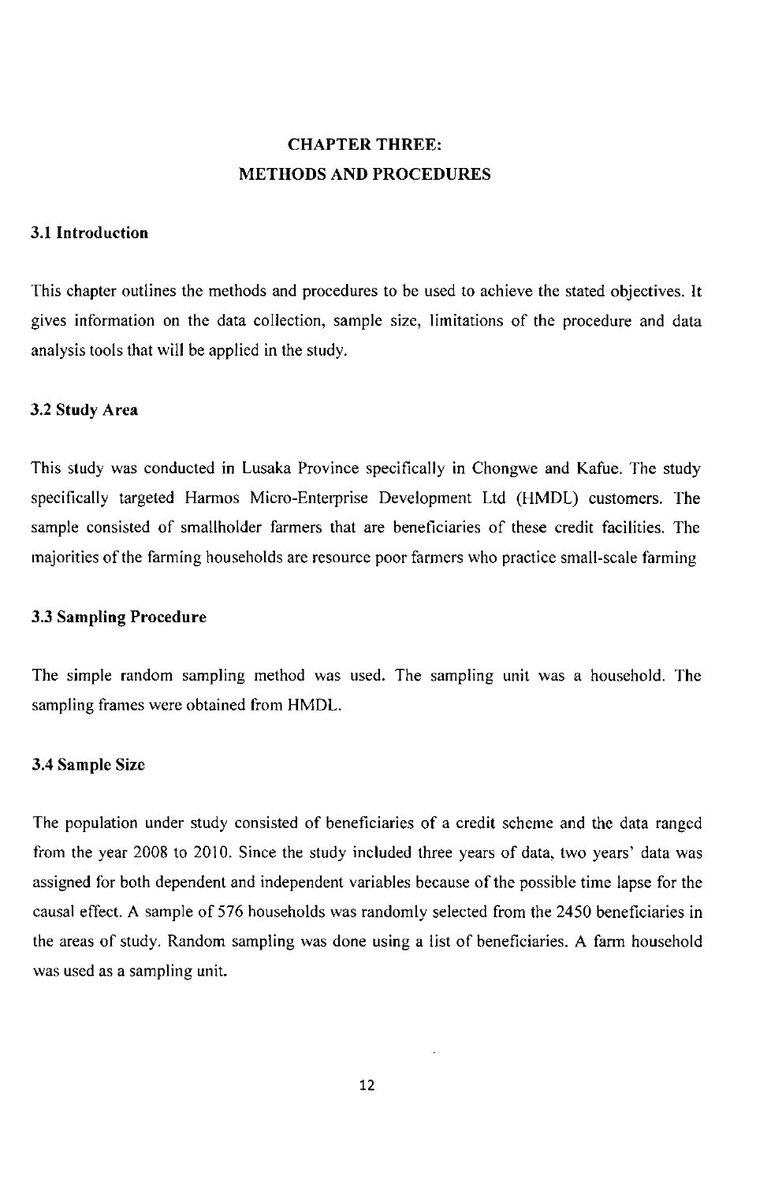# CHAPTER THREE:
# METHODS AND PROCEDURES

## 3.1 Introduction

This chapter outlines the methods and procedures to be used to achieve the stated objectives. It gives information on the data collection, sample size, limitations of the procedure and data analysis tools that will be applied in the study.

## 3.2 Study Area

This study was conducted in Lusaka Province specifically in Chongwe and Kafue. The study specifically targeted Harmos Micro-Enterprise Development Ltd (HMDL) customers. The sample consisted of smallholder farmers that are beneficiaries of these credit facilities. The majorities of the farming households are resource poor farmers who practice small-scale farming

## 3.3 Sampling Procedure

The simple random sampling method was used. The sampling unit was a household. The sampling frames were obtained from HMDL.

## 3.4 Sample Size

The population under study consisted of beneficiaries of a credit scheme and the data ranged from the year 2008 to 2010. Since the study included three years of data, two years' data was assigned for both dependent and independent variables because of the possible time lapse for the causal effect. A sample of 576 households was randomly selected from the 2450 beneficiaries in the areas of study. Random sampling was done using a list of beneficiaries. A farm household was used as a sampling unit.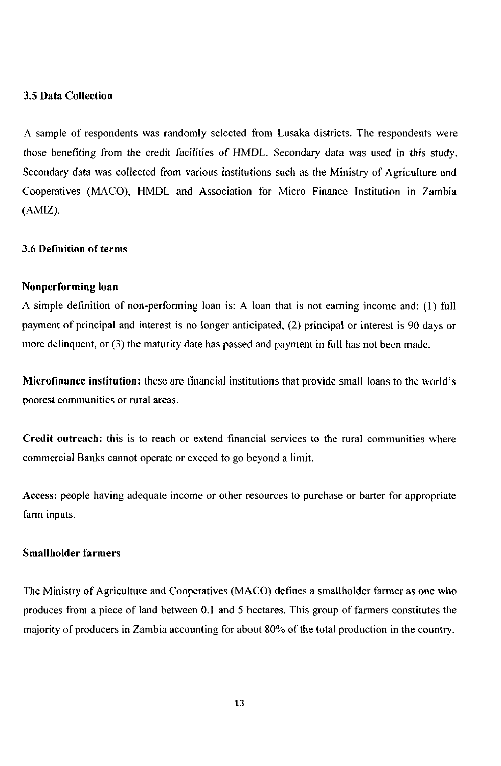### 3.5 Data Collection

A sample of respondents was randomly selected from Lusaka districts. The respondents were those benefiting from the credit facilities of HMDL. Secondary data was used in this study. Secondary data was collected from various institutions such as the Ministry of Agriculture and Cooperatives (MACO), HMDL and Association for Micro Finance Institution in Zambia (AMIZ).

### 3.6 Definition of terms

**Nonperforming loan**

A simple definition of non-performing loan is: A loan that is not earning income and: (1) full payment of principal and interest is no longer anticipated, (2) principal or interest is 90 days or more delinquent, or (3) the maturity date has passed and payment in full has not been made.

**Microfinance institution:** these are financial institutions that provide small loans to the world's poorest communities or rural areas.

**Credit outreach:** this is to reach or extend financial services to the rural communities where commercial Banks cannot operate or exceed to go beyond a limit.

**Access:** people having adequate income or other resources to purchase or barter for appropriate farm inputs.

**Smallholder farmers**

The Ministry of Agriculture and Cooperatives (MACO) defines a smallholder farmer as one who produces from a piece of land between 0.1 and 5 hectares. This group of farmers constitutes the majority of producers in Zambia accounting for about 80% of the total production in the country.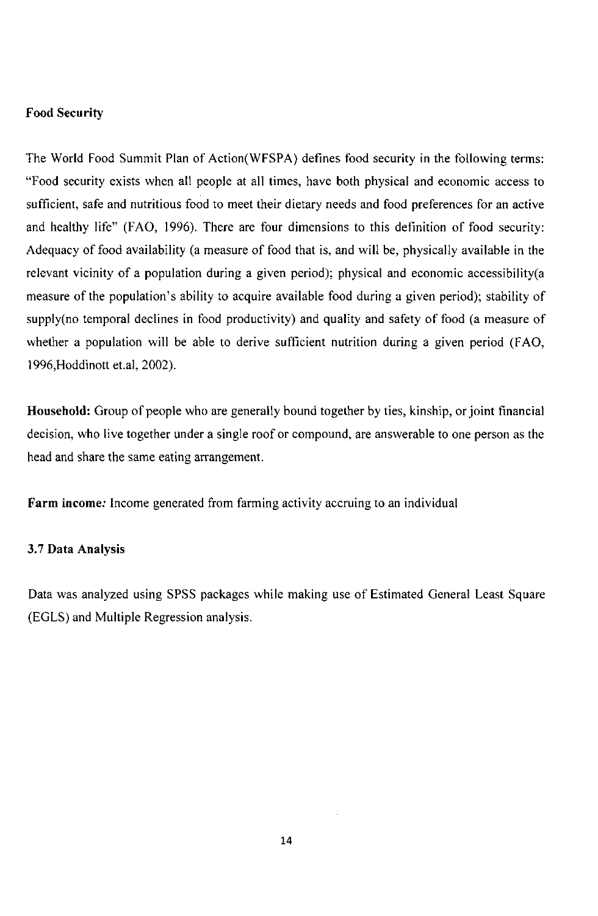**Food Security**

The World Food Summit Plan of Action(WFSPA) defines food security in the following terms: "Food security exists when all people at all times, have both physical and economic access to sufficient, safe and nutritious food to meet their dietary needs and food preferences for an active and healthy life" (FAO, 1996). There are four dimensions to this definition of food security: Adequacy of food availability (a measure of food that is, and will be, physically available in the relevant vicinity of a population during a given period); physical and economic accessibility(a measure of the population's ability to acquire available food during a given period); stability of supply(no temporal declines in food productivity) and quality and safety of food (a measure of whether a population will be able to derive sufficient nutrition during a given period (FAO, 1996,Hoddinott et.al, 2002).

**Household:** Group of people who are generally bound together by ties, kinship, or joint financial decision, who live together under a single roof or compound, are answerable to one person as the head and share the same eating arrangement.

**Farm income:** Income generated from farming activity accruing to an individual

**3.7 Data Analysis**

Data was analyzed using SPSS packages while making use of Estimated General Least Square (EGLS) and Multiple Regression analysis.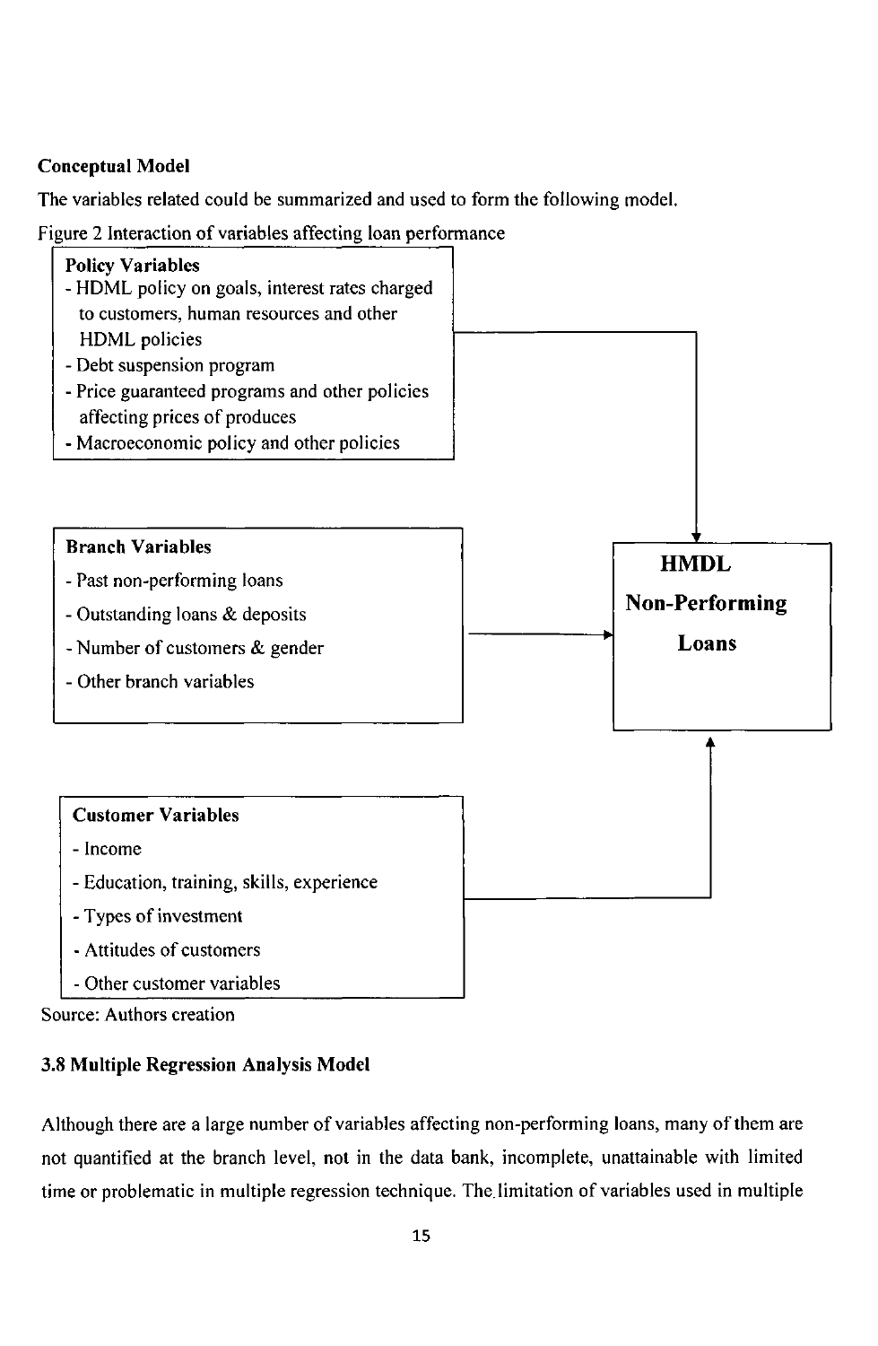**Conceptual Model**

The variables related could be summarized and used to form the following model.

Figure 2 Interaction of variables affecting loan performance

**Policy Variables**
- HDML policy on goals, interest rates charged to customers, human resources and other HDML policies
- Debt suspension program
- Price guaranteed programs and other policies affecting prices of produces
- Macroeconomic policy and other policies

**Branch Variables**
- Past non-performing loans
- Outstanding loans & deposits
- Number of customers & gender
- Other branch variables

**Customer Variables**
- Income
- Education, training, skills, experience
- Types of investment
- Attitudes of customers
- Other customer variables

→ **HMDL Non-Performing Loans**

Source: Authors creation

### 3.8 Multiple Regression Analysis Model

Although there are a large number of variables affecting non-performing loans, many of them are not quantified at the branch level, not in the data bank, incomplete, unattainable with limited time or problematic in multiple regression technique. The limitation of variables used in multiple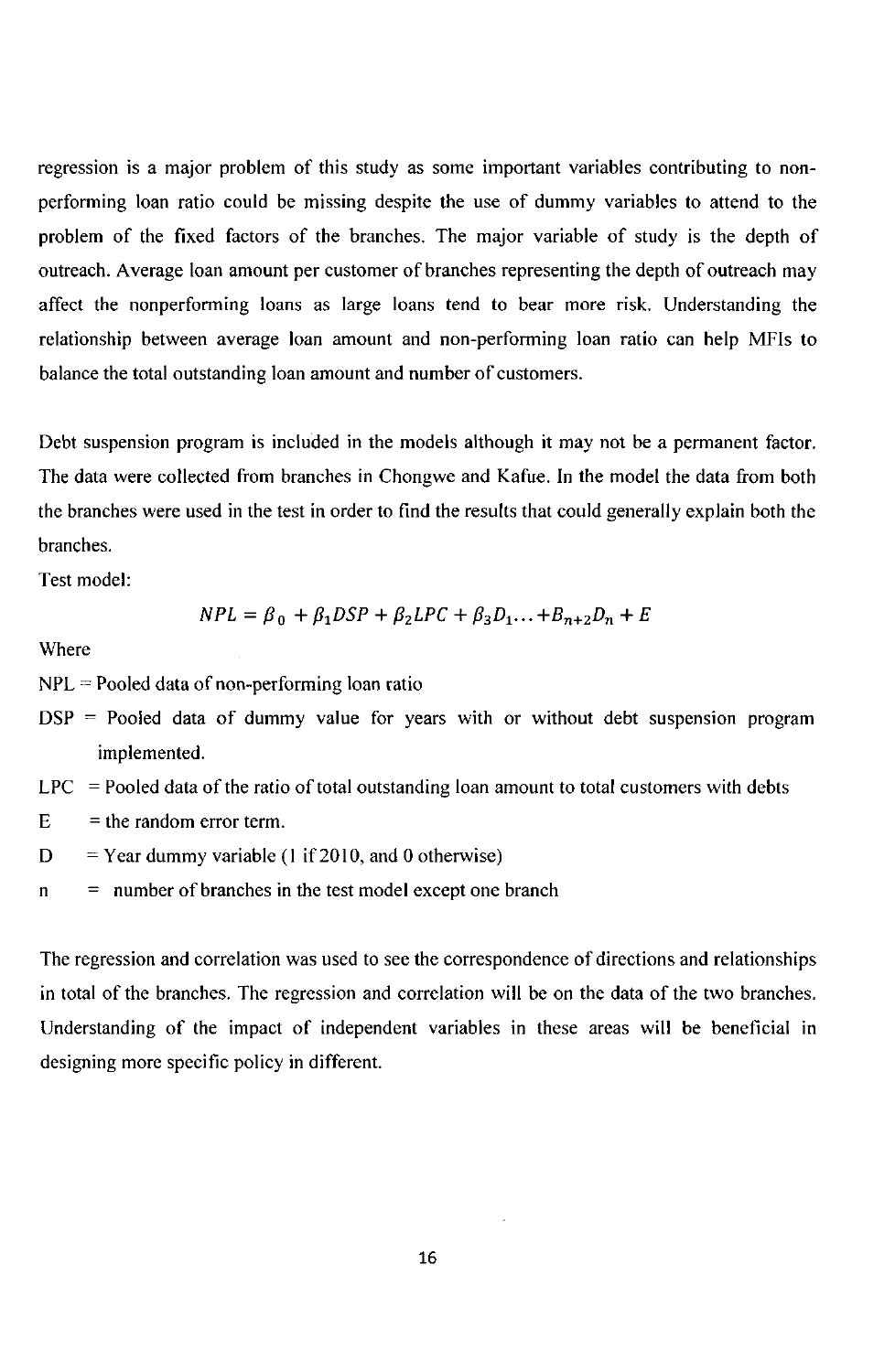regression is a major problem of this study as some important variables contributing to non-performing loan ratio could be missing despite the use of dummy variables to attend to the problem of the fixed factors of the branches. The major variable of study is the depth of outreach. Average loan amount per customer of branches representing the depth of outreach may affect the nonperforming loans as large loans tend to bear more risk. Understanding the relationship between average loan amount and non-performing loan ratio can help MFIs to balance the total outstanding loan amount and number of customers.

Debt suspension program is included in the models although it may not be a permanent factor. The data were collected from branches in Chongwe and Kafue. In the model the data from both the branches were used in the test in order to find the results that could generally explain both the branches.

Test model:

$$NPL = \beta_0 + \beta_1 DSP + \beta_2 LPC + \beta_3 D_1 ... + B_{n+2} D_n + E$$

Where

NPL = Pooled data of non-performing loan ratio

DSP = Pooled data of dummy value for years with or without debt suspension program implemented.

LPC = Pooled data of the ratio of total outstanding loan amount to total customers with debts

E = the random error term.

D = Year dummy variable (1 if 2010, and 0 otherwise)

n = number of branches in the test model except one branch

The regression and correlation was used to see the correspondence of directions and relationships in total of the branches. The regression and correlation will be on the data of the two branches. Understanding of the impact of independent variables in these areas will be beneficial in designing more specific policy in different.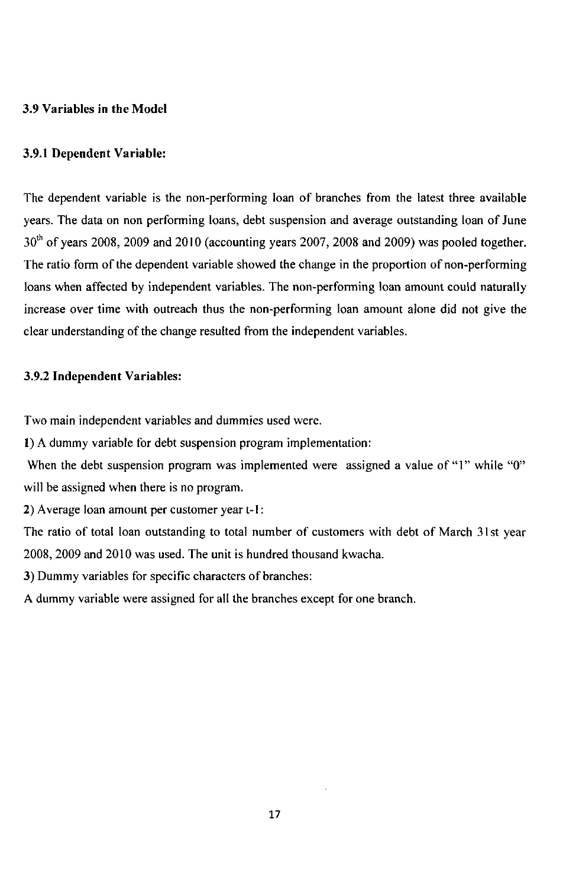### 3.9 Variables in the Model

### 3.9.1 Dependent Variable:

The dependent variable is the non-performing loan of branches from the latest three available years. The data on non performing loans, debt suspension and average outstanding loan of June $30^{th}$ of years 2008, 2009 and 2010 (accounting years 2007, 2008 and 2009) was pooled together. The ratio form of the dependent variable showed the change in the proportion of non-performing loans when affected by independent variables. The non-performing loan amount could naturally increase over time with outreach thus the non-performing loan amount alone did not give the clear understanding of the change resulted from the independent variables.

### 3.9.2 Independent Variables:

Two main independent variables and dummies used were.

**1)** A dummy variable for debt suspension program implementation:

When the debt suspension program was implemented were assigned a value of "1" while "0" will be assigned when there is no program.

**2)** Average loan amount per customer year t-1:

The ratio of total loan outstanding to total number of customers with debt of March 31st year 2008, 2009 and 2010 was used. The unit is hundred thousand kwacha.

**3)** Dummy variables for specific characters of branches:

A dummy variable were assigned for all the branches except for one branch.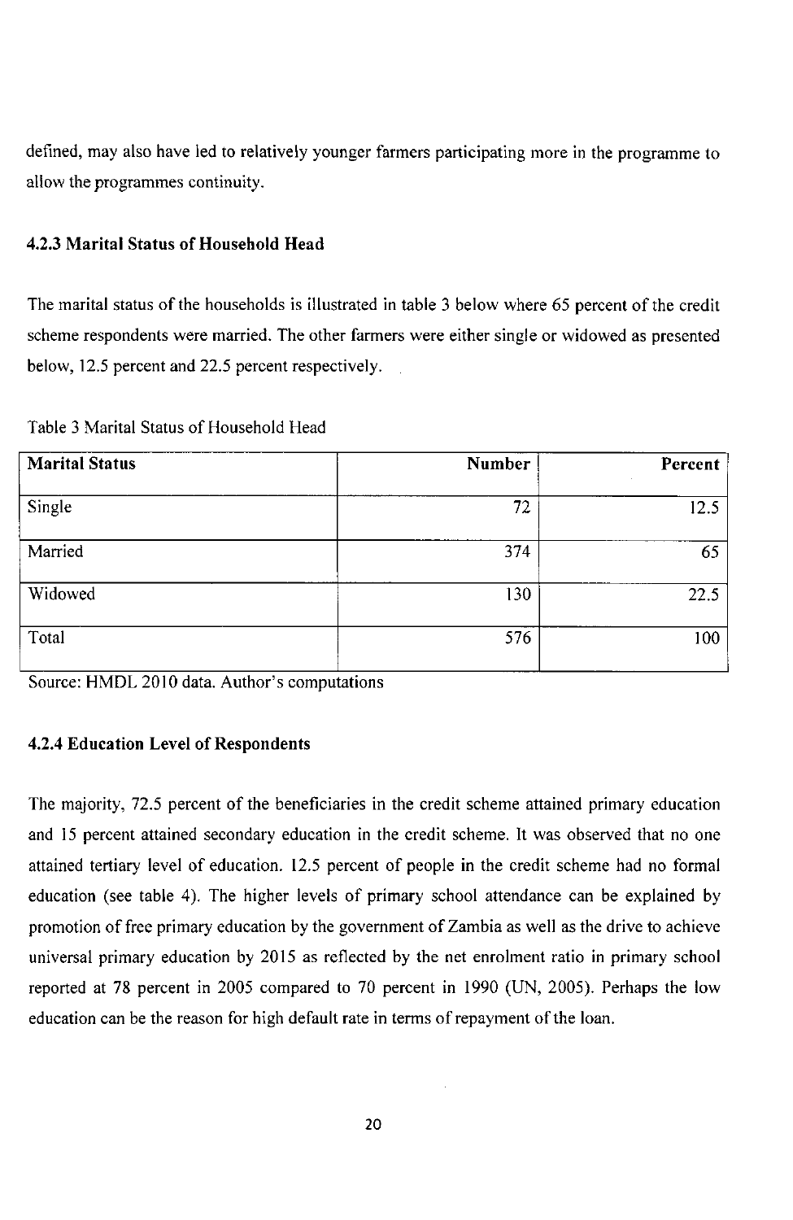defined, may also have led to relatively younger farmers participating more in the programme to allow the programmes continuity.

### 4.2.3 Marital Status of Household Head

The marital status of the households is illustrated in table 3 below where 65 percent of the credit scheme respondents were married. The other farmers were either single or widowed as presented below, 12.5 percent and 22.5 percent respectively.

Table 3 Marital Status of Household Head

| Marital Status | Number | Percent |
|---|---|---|
| Single | 72 | 12.5 |
| Married | 374 | 65 |
| Widowed | 130 | 22.5 |
| Total | 576 | 100 |

Source: HMDL 2010 data. Author's computations

### 4.2.4 Education Level of Respondents

The majority, 72.5 percent of the beneficiaries in the credit scheme attained primary education and 15 percent attained secondary education in the credit scheme. It was observed that no one attained tertiary level of education. 12.5 percent of people in the credit scheme had no formal education (see table 4). The higher levels of primary school attendance can be explained by promotion of free primary education by the government of Zambia as well as the drive to achieve universal primary education by 2015 as reflected by the net enrolment ratio in primary school reported at 78 percent in 2005 compared to 70 percent in 1990 (UN, 2005). Perhaps the low education can be the reason for high default rate in terms of repayment of the loan.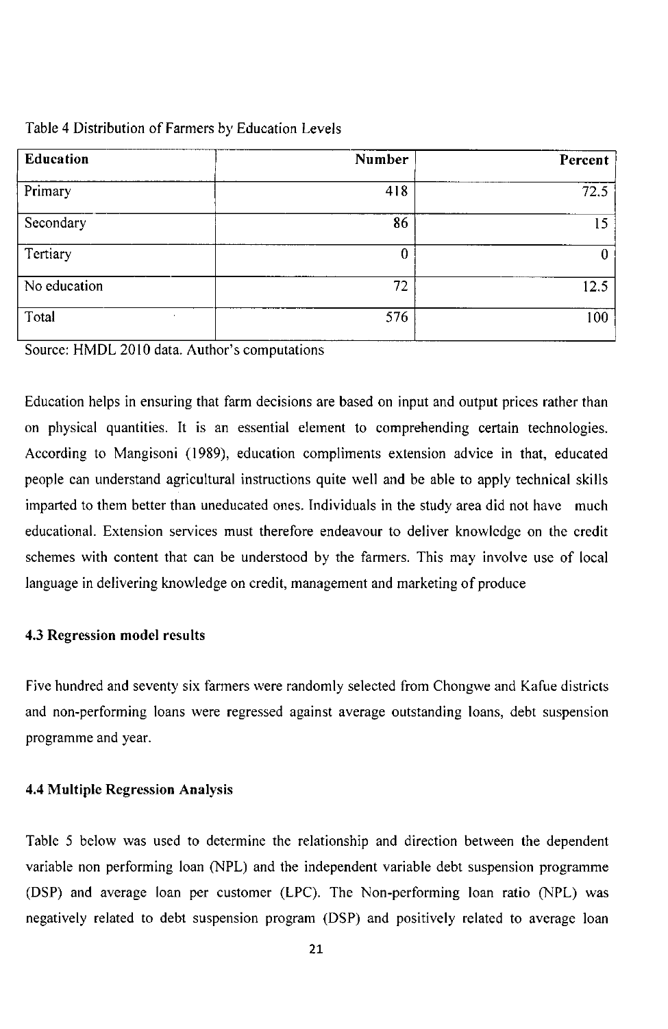Table 4 Distribution of Farmers by Education Levels

| Education | Number | Percent |
|---|---|---|
| Primary | 418 | 72.5 |
| Secondary | 86 | 15 |
| Tertiary | 0 | 0 |
| No education | 72 | 12.5 |
| Total | 576 | 100 |

Source: HMDL 2010 data. Author's computations

Education helps in ensuring that farm decisions are based on input and output prices rather than on physical quantities. It is an essential element to comprehending certain technologies. According to Mangisoni (1989), education compliments extension advice in that, educated people can understand agricultural instructions quite well and be able to apply technical skills imparted to them better than uneducated ones. Individuals in the study area did not have much educational. Extension services must therefore endeavour to deliver knowledge on the credit schemes with content that can be understood by the farmers. This may involve use of local language in delivering knowledge on credit, management and marketing of produce

### 4.3 Regression model results

Five hundred and seventy six farmers were randomly selected from Chongwe and Kafue districts and non-performing loans were regressed against average outstanding loans, debt suspension programme and year.

### 4.4 Multiple Regression Analysis

Table 5 below was used to determine the relationship and direction between the dependent variable non performing loan (NPL) and the independent variable debt suspension programme (DSP) and average loan per customer (LPC). The Non-performing loan ratio (NPL) was negatively related to debt suspension program (DSP) and positively related to average loan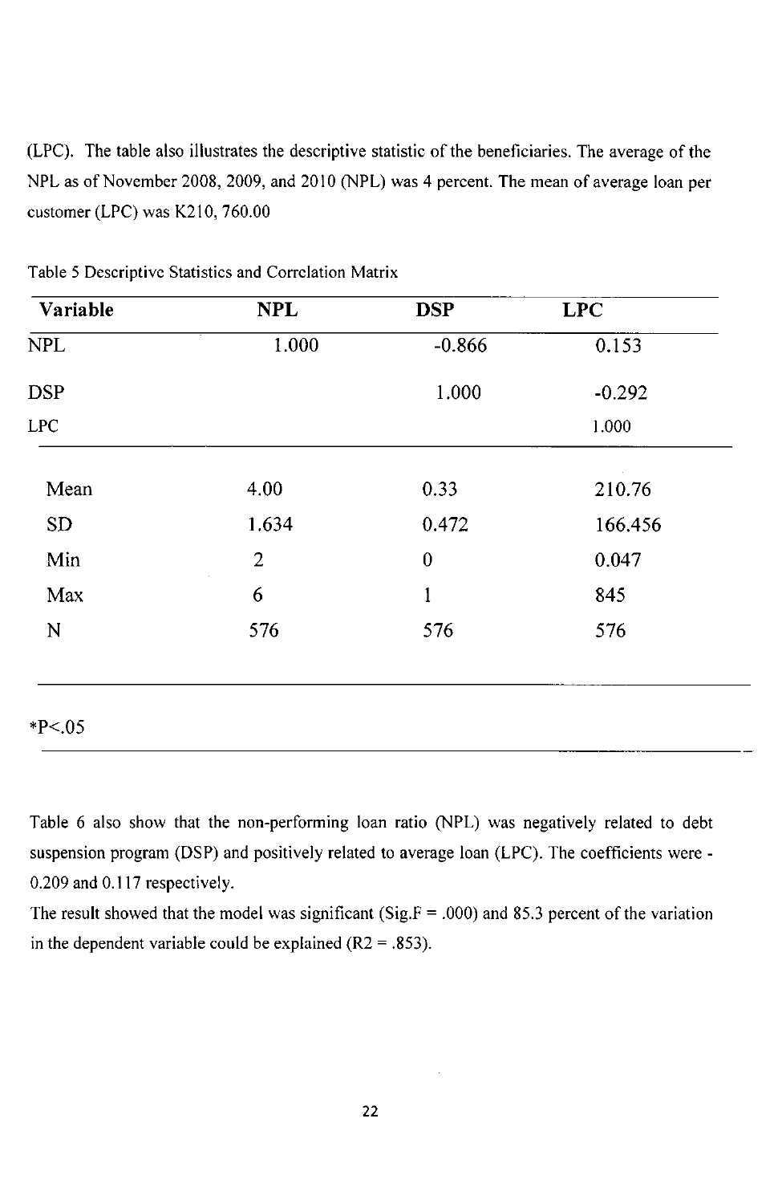(LPC). The table also illustrates the descriptive statistic of the beneficiaries. The average of the NPL as of November 2008, 2009, and 2010 (NPL) was 4 percent. The mean of average loan per customer (LPC) was K210, 760.00

Table 5 Descriptive Statistics and Correlation Matrix

| Variable | NPL | DSP | LPC |
|---|---|---|---|
| NPL | 1.000 | -0.866 | 0.153 |
| DSP | | 1.000 | -0.292 |
| LPC | | | 1.000 |
| Mean | 4.00 | 0.33 | 210.76 |
| SD | 1.634 | 0.472 | 166.456 |
| Min | 2 | 0 | 0.047 |
| Max | 6 | 1 | 845 |
| N | 576 | 576 | 576 |

*P<.05

Table 6 also show that the non-performing loan ratio (NPL) was negatively related to debt suspension program (DSP) and positively related to average loan (LPC). The coefficients were -0.209 and 0.117 respectively.

The result showed that the model was significant (Sig.F = .000) and 85.3 percent of the variation in the dependent variable could be explained ($R2 = .853$).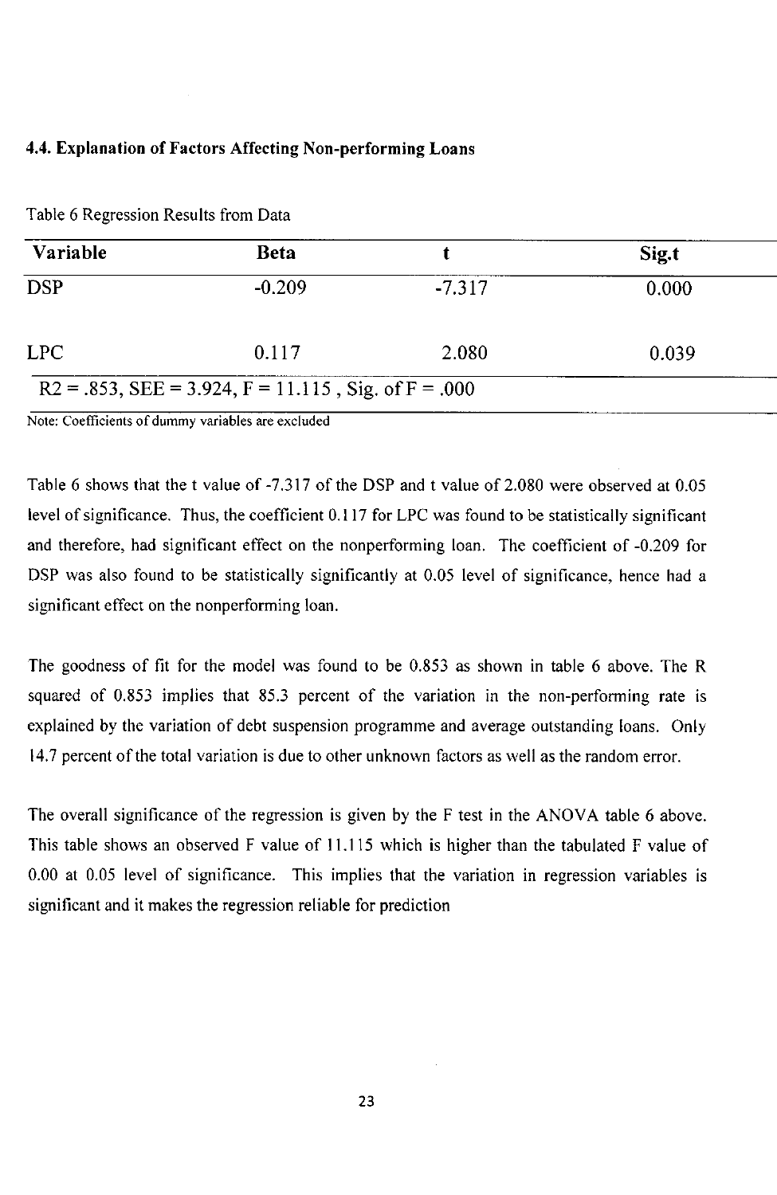### 4.4. Explanation of Factors Affecting Non-performing Loans

Table 6 Regression Results from Data

| Variable | Beta | t | Sig.t |
|---|---|---|---|
| DSP | -0.209 | -7.317 | 0.000 |
| LPC | 0.117 | 2.080 | 0.039 |
| $R2 = .853$, $SEE = 3.924$, $F = 11.115$, Sig. of $F = .000$ | | | |

Note: Coefficients of dummy variables are excluded

Table 6 shows that the t value of -7.317 of the DSP and t value of 2.080 were observed at 0.05 level of significance. Thus, the coefficient 0.117 for LPC was found to be statistically significant and therefore, had significant effect on the nonperforming loan. The coefficient of -0.209 for DSP was also found to be statistically significantly at 0.05 level of significance, hence had a significant effect on the nonperforming loan.

The goodness of fit for the model was found to be 0.853 as shown in table 6 above. The R squared of 0.853 implies that 85.3 percent of the variation in the non-performing rate is explained by the variation of debt suspension programme and average outstanding loans. Only 14.7 percent of the total variation is due to other unknown factors as well as the random error.

The overall significance of the regression is given by the F test in the ANOVA table 6 above. This table shows an observed F value of 11.115 which is higher than the tabulated F value of 0.00 at 0.05 level of significance. This implies that the variation in regression variables is significant and it makes the regression reliable for prediction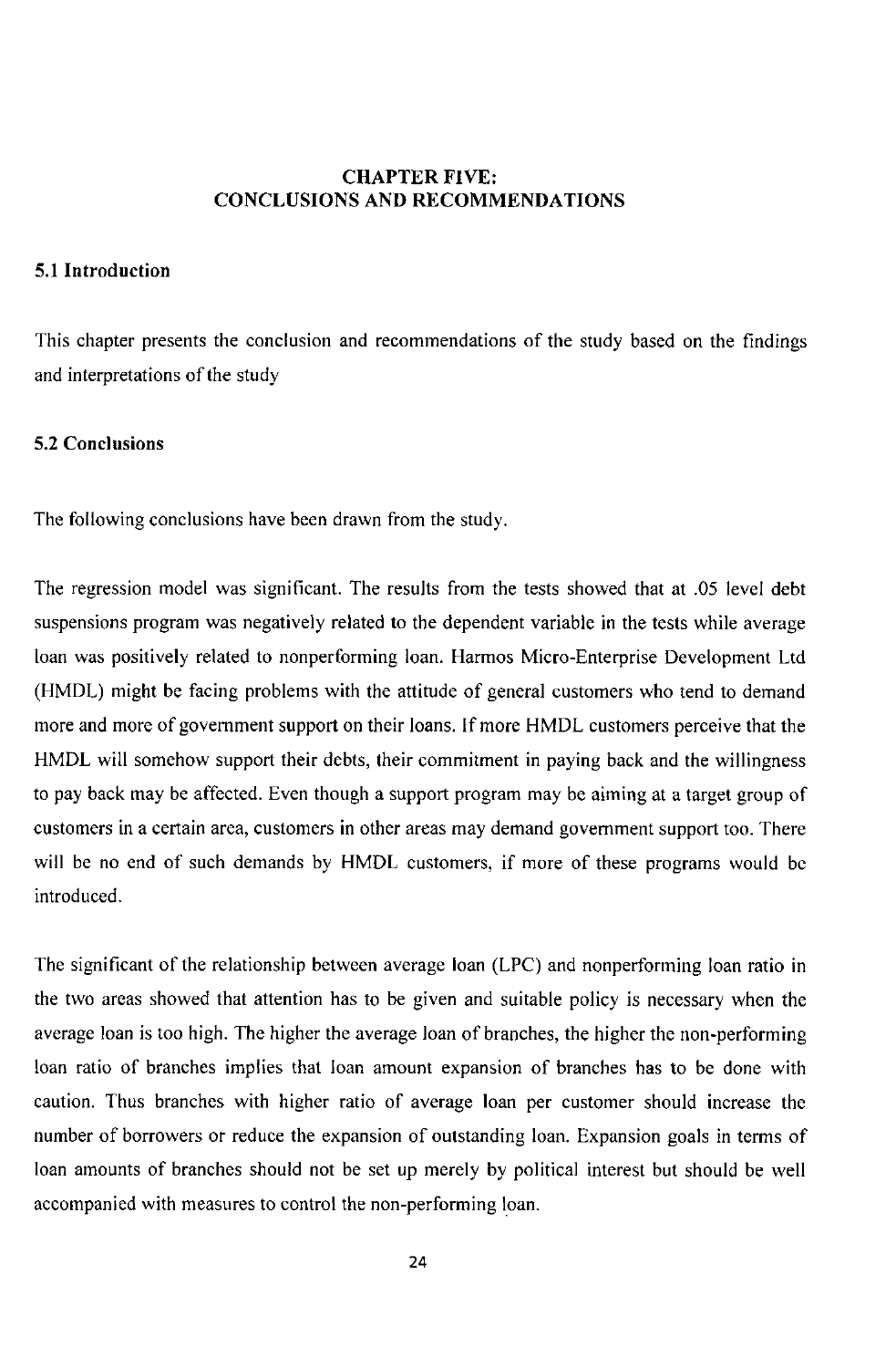# CHAPTER FIVE:
# CONCLUSIONS AND RECOMMENDATIONS

## 5.1 Introduction

This chapter presents the conclusion and recommendations of the study based on the findings and interpretations of the study

## 5.2 Conclusions

The following conclusions have been drawn from the study.

The regression model was significant. The results from the tests showed that at .05 level debt suspensions program was negatively related to the dependent variable in the tests while average loan was positively related to nonperforming loan. Harmos Micro-Enterprise Development Ltd (HMDL) might be facing problems with the attitude of general customers who tend to demand more and more of government support on their loans. If more HMDL customers perceive that the HMDL will somehow support their debts, their commitment in paying back and the willingness to pay back may be affected. Even though a support program may be aiming at a target group of customers in a certain area, customers in other areas may demand government support too. There will be no end of such demands by HMDL customers, if more of these programs would be introduced.

The significant of the relationship between average loan (LPC) and nonperforming loan ratio in the two areas showed that attention has to be given and suitable policy is necessary when the average loan is too high. The higher the average loan of branches, the higher the non-performing loan ratio of branches implies that loan amount expansion of branches has to be done with caution. Thus branches with higher ratio of average loan per customer should increase the number of borrowers or reduce the expansion of outstanding loan. Expansion goals in terms of loan amounts of branches should not be set up merely by political interest but should be well accompanied with measures to control the non-performing loan.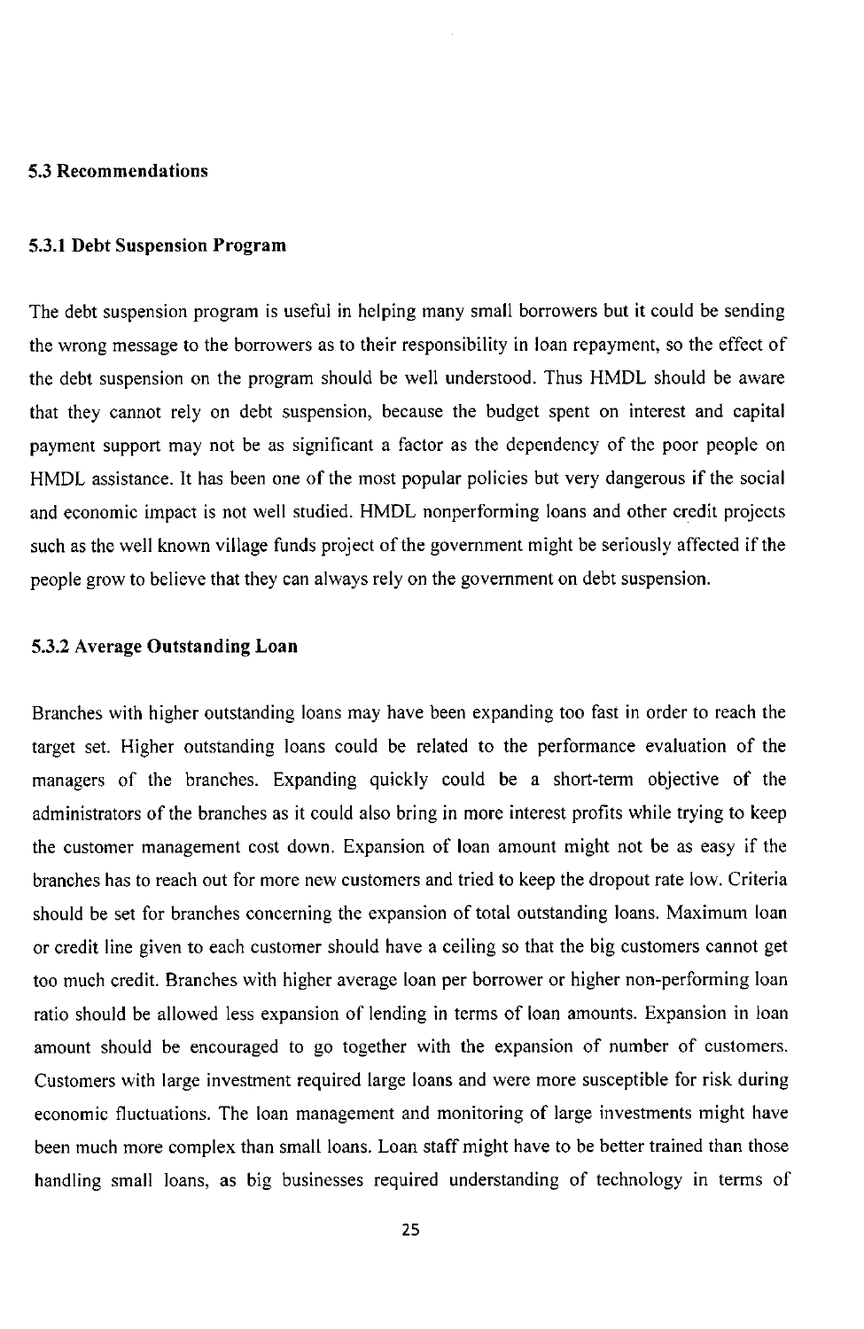## 5.3 Recommendations

### 5.3.1 Debt Suspension Program

The debt suspension program is useful in helping many small borrowers but it could be sending the wrong message to the borrowers as to their responsibility in loan repayment, so the effect of the debt suspension on the program should be well understood. Thus HMDL should be aware that they cannot rely on debt suspension, because the budget spent on interest and capital payment support may not be as significant a factor as the dependency of the poor people on HMDL assistance. It has been one of the most popular policies but very dangerous if the social and economic impact is not well studied. HMDL nonperforming loans and other credit projects such as the well known village funds project of the government might be seriously affected if the people grow to believe that they can always rely on the government on debt suspension.

### 5.3.2 Average Outstanding Loan

Branches with higher outstanding loans may have been expanding too fast in order to reach the target set. Higher outstanding loans could be related to the performance evaluation of the managers of the branches. Expanding quickly could be a short-term objective of the administrators of the branches as it could also bring in more interest profits while trying to keep the customer management cost down. Expansion of loan amount might not be as easy if the branches has to reach out for more new customers and tried to keep the dropout rate low. Criteria should be set for branches concerning the expansion of total outstanding loans. Maximum loan or credit line given to each customer should have a ceiling so that the big customers cannot get too much credit. Branches with higher average loan per borrower or higher non-performing loan ratio should be allowed less expansion of lending in terms of loan amounts. Expansion in loan amount should be encouraged to go together with the expansion of number of customers. Customers with large investment required large loans and were more susceptible for risk during economic fluctuations. The loan management and monitoring of large investments might have been much more complex than small loans. Loan staff might have to be better trained than those handling small loans, as big businesses required understanding of technology in terms of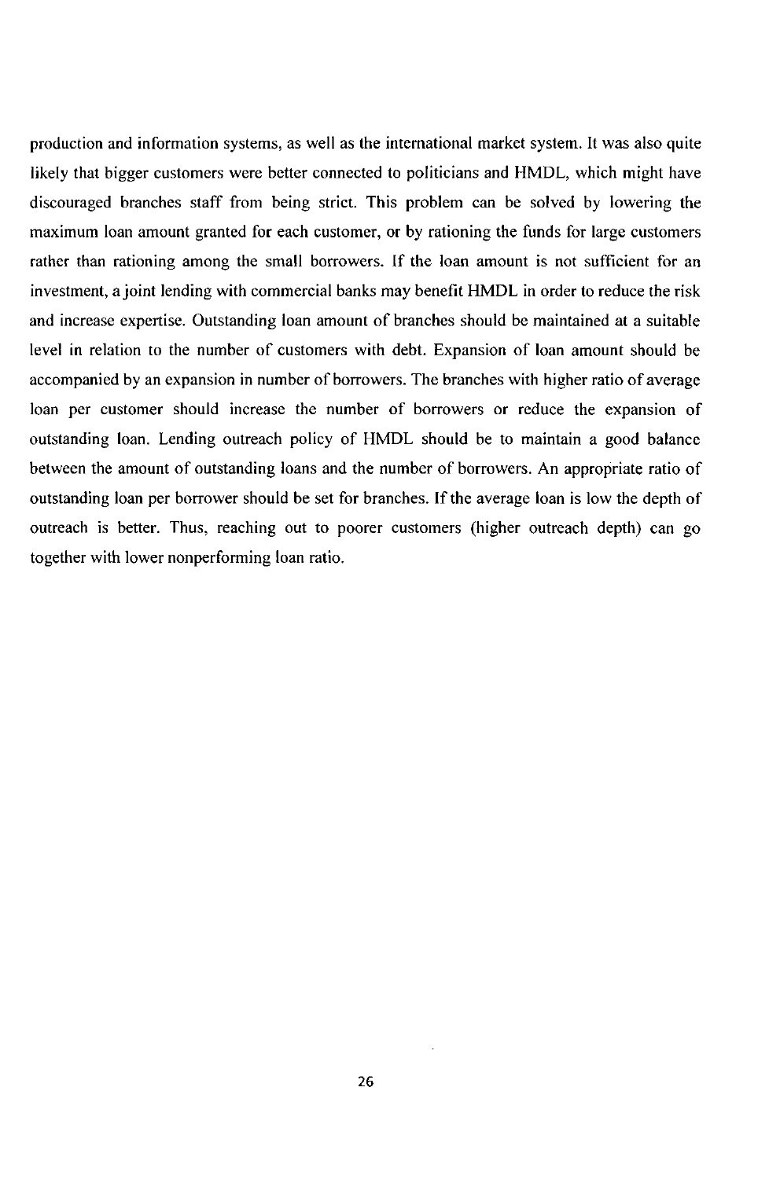production and information systems, as well as the international market system. It was also quite likely that bigger customers were better connected to politicians and HMDL, which might have discouraged branches staff from being strict. This problem can be solved by lowering the maximum loan amount granted for each customer, or by rationing the funds for large customers rather than rationing among the small borrowers. If the loan amount is not sufficient for an investment, a joint lending with commercial banks may benefit HMDL in order to reduce the risk and increase expertise. Outstanding loan amount of branches should be maintained at a suitable level in relation to the number of customers with debt. Expansion of loan amount should be accompanied by an expansion in number of borrowers. The branches with higher ratio of average loan per customer should increase the number of borrowers or reduce the expansion of outstanding loan. Lending outreach policy of HMDL should be to maintain a good balance between the amount of outstanding loans and the number of borrowers. An appropriate ratio of outstanding loan per borrower should be set for branches. If the average loan is low the depth of outreach is better. Thus, reaching out to poorer customers (higher outreach depth) can go together with lower nonperforming loan ratio.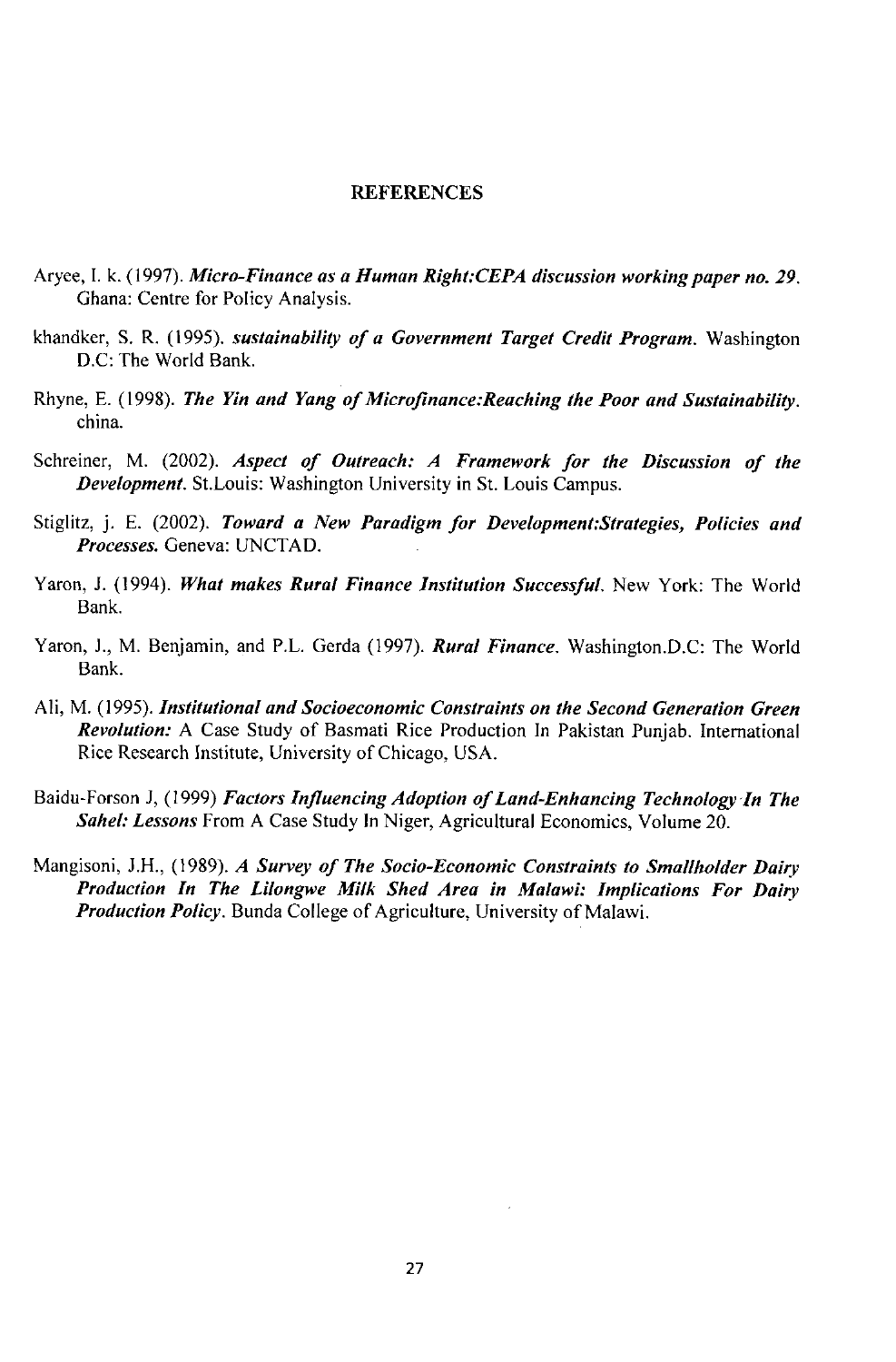# REFERENCES

Aryee, I. k. (1997). ***Micro-Finance as a Human Right:CEPA discussion working paper no. 29.*** Ghana: Centre for Policy Analysis.

khandker, S. R. (1995). ***sustainability of a Government Target Credit Program.*** Washington D.C: The World Bank.

Rhyne, E. (1998). ***The Yin and Yang of Microfinance:Reaching the Poor and Sustainability.*** china.

Schreiner, M. (2002). ***Aspect of Outreach: A Framework for the Discussion of the Development.*** St.Louis: Washington University in St. Louis Campus.

Stiglitz, j. E. (2002). ***Toward a New Paradigm for Development:Strategies, Policies and Processes.*** Geneva: UNCTAD.

Yaron, J. (1994). ***What makes Rural Finance Institution Successful.*** New York: The World Bank.

Yaron, J., M. Benjamin, and P.L. Gerda (1997). ***Rural Finance.*** Washington.D.C: The World Bank.

Ali, M. (1995). ***Institutional and Socioeconomic Constraints on the Second Generation Green Revolution:*** A Case Study of Basmati Rice Production In Pakistan Punjab. International Rice Research Institute, University of Chicago, USA.

Baidu-Forson J, (1999) ***Factors Influencing Adoption of Land-Enhancing Technology In The Sahel: Lessons*** From A Case Study In Niger, Agricultural Economics, Volume 20.

Mangisoni, J.H., (1989). ***A Survey of The Socio-Economic Constraints to Smallholder Dairy Production In The Lilongwe Milk Shed Area in Malawi: Implications For Dairy Production Policy.*** Bunda College of Agriculture, University of Malawi.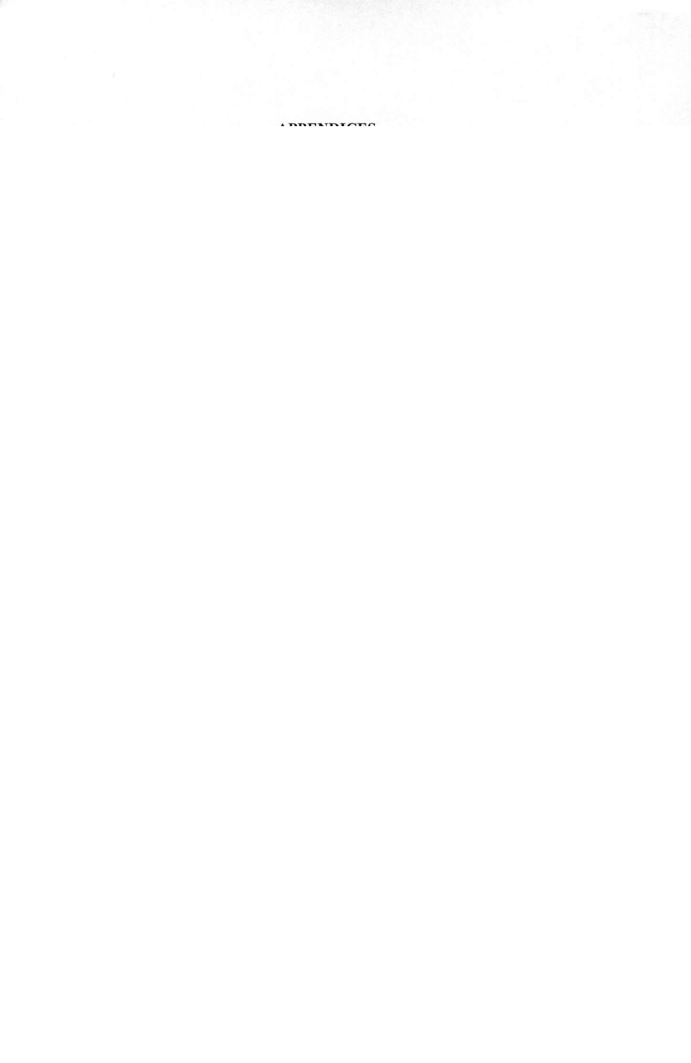# APPENDICES